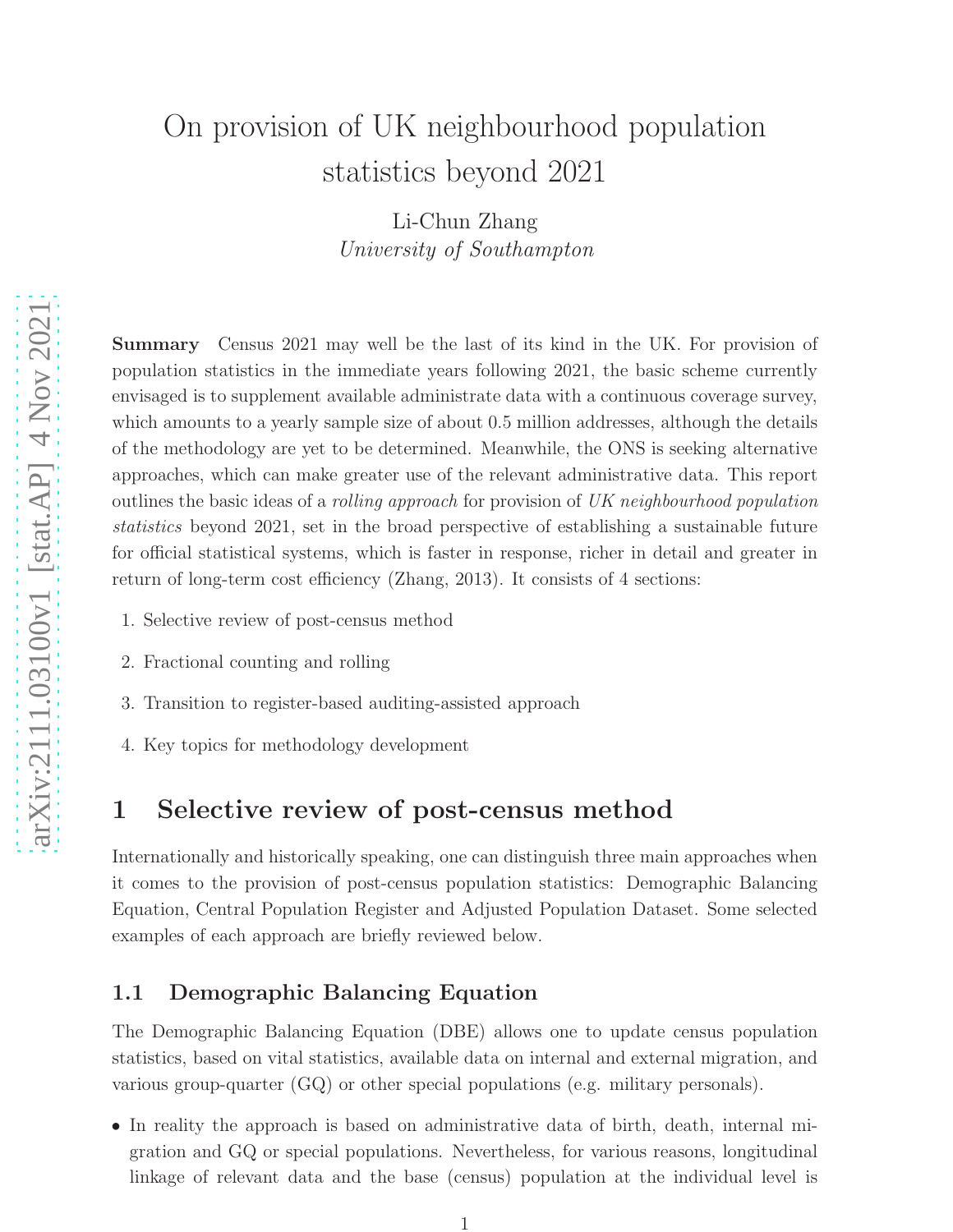# On provision of UK neighbourhood population statistics beyond 2021

Li-Chun Zhang
*University of Southampton*

**Summary** Census 2021 may well be the last of its kind in the UK. For provision of population statistics in the immediate years following 2021, the basic scheme currently envisaged is to supplement available administrate data with a continuous coverage survey, which amounts to a yearly sample size of about 0.5 million addresses, although the details of the methodology are yet to be determined. Meanwhile, the ONS is seeking alternative approaches, which can make greater use of the relevant administrative data. This report outlines the basic ideas of a *rolling approach* for provision of *UK neighbourhood population statistics* beyond 2021, set in the broad perspective of establishing a sustainable future for official statistical systems, which is faster in response, richer in detail and greater in return of long-term cost efficiency (Zhang, 2013). It consists of 4 sections:

1. Selective review of post-census method
2. Fractional counting and rolling
3. Transition to register-based auditing-assisted approach
4. Key topics for methodology development

## 1 Selective review of post-census method

Internationally and historically speaking, one can distinguish three main approaches when it comes to the provision of post-census population statistics: Demographic Balancing Equation, Central Population Register and Adjusted Population Dataset. Some selected examples of each approach are briefly reviewed below.

### 1.1 Demographic Balancing Equation

The Demographic Balancing Equation (DBE) allows one to update census population statistics, based on vital statistics, available data on internal and external migration, and various group-quarter (GQ) or other special populations (e.g. military personals).

- In reality the approach is based on administrative data of birth, death, internal migration and GQ or special populations. Nevertheless, for various reasons, longitudinal linkage of relevant data and the base (census) population at the individual level is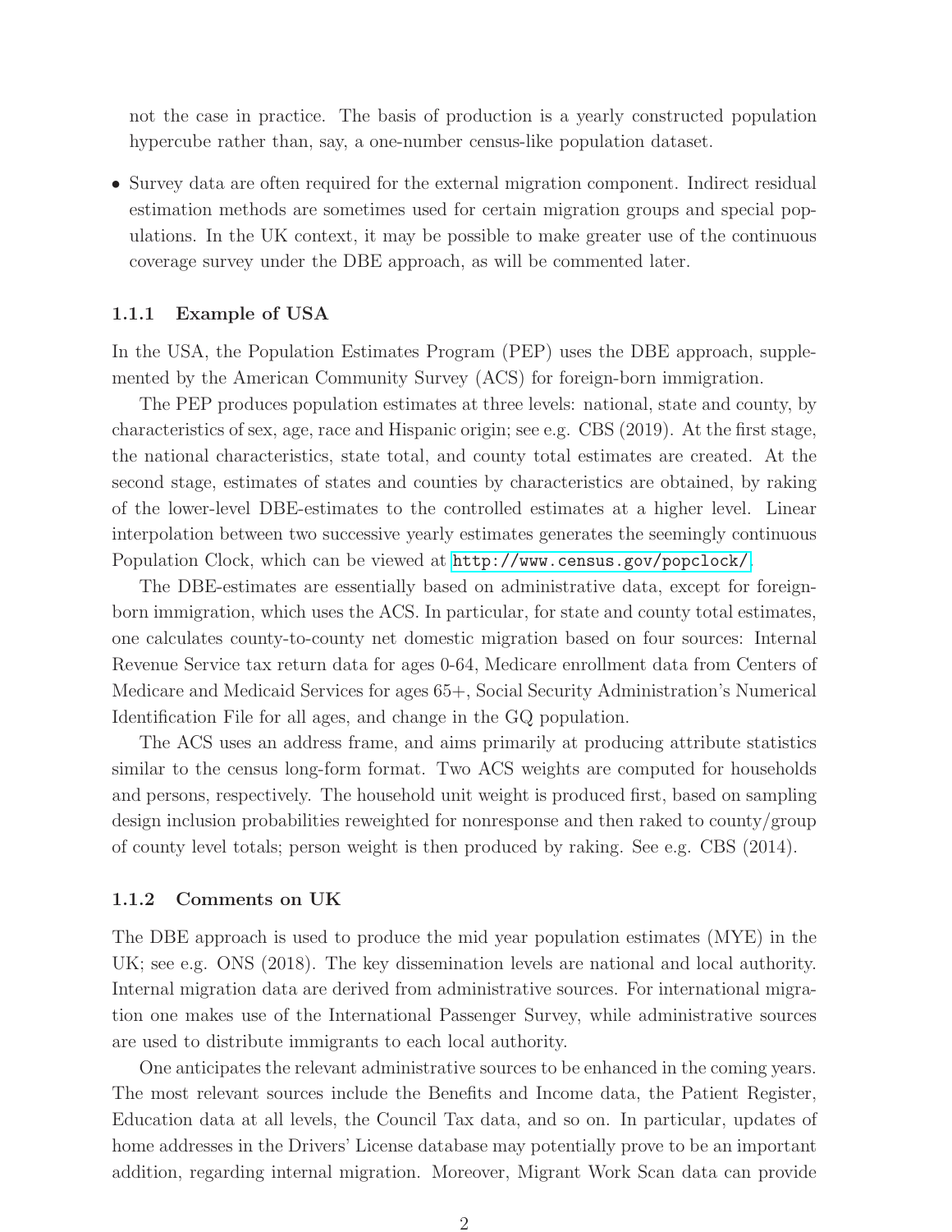not the case in practice. The basis of production is a yearly constructed population hypercube rather than, say, a one-number census-like population dataset.

- Survey data are often required for the external migration component. Indirect residual estimation methods are sometimes used for certain migration groups and special populations. In the UK context, it may be possible to make greater use of the continuous coverage survey under the DBE approach, as will be commented later.

### 1.1.1 Example of USA

In the USA, the Population Estimates Program (PEP) uses the DBE approach, supplemented by the American Community Survey (ACS) for foreign-born immigration.

The PEP produces population estimates at three levels: national, state and county, by characteristics of sex, age, race and Hispanic origin; see e.g. CBS (2019). At the first stage, the national characteristics, state total, and county total estimates are created. At the second stage, estimates of states and counties by characteristics are obtained, by raking of the lower-level DBE-estimates to the controlled estimates at a higher level. Linear interpolation between two successive yearly estimates generates the seemingly continuous Population Clock, which can be viewed at http://www.census.gov/popclock/.

The DBE-estimates are essentially based on administrative data, except for foreign-born immigration, which uses the ACS. In particular, for state and county total estimates, one calculates county-to-county net domestic migration based on four sources: Internal Revenue Service tax return data for ages 0-64, Medicare enrollment data from Centers of Medicare and Medicaid Services for ages 65+, Social Security Administration's Numerical Identification File for all ages, and change in the GQ population.

The ACS uses an address frame, and aims primarily at producing attribute statistics similar to the census long-form format. Two ACS weights are computed for households and persons, respectively. The household unit weight is produced first, based on sampling design inclusion probabilities reweighted for nonresponse and then raked to county/group of county level totals; person weight is then produced by raking. See e.g. CBS (2014).

### 1.1.2 Comments on UK

The DBE approach is used to produce the mid year population estimates (MYE) in the UK; see e.g. ONS (2018). The key dissemination levels are national and local authority. Internal migration data are derived from administrative sources. For international migration one makes use of the International Passenger Survey, while administrative sources are used to distribute immigrants to each local authority.

One anticipates the relevant administrative sources to be enhanced in the coming years. The most relevant sources include the Benefits and Income data, the Patient Register, Education data at all levels, the Council Tax data, and so on. In particular, updates of home addresses in the Drivers' License database may potentially prove to be an important addition, regarding internal migration. Moreover, Migrant Work Scan data can provide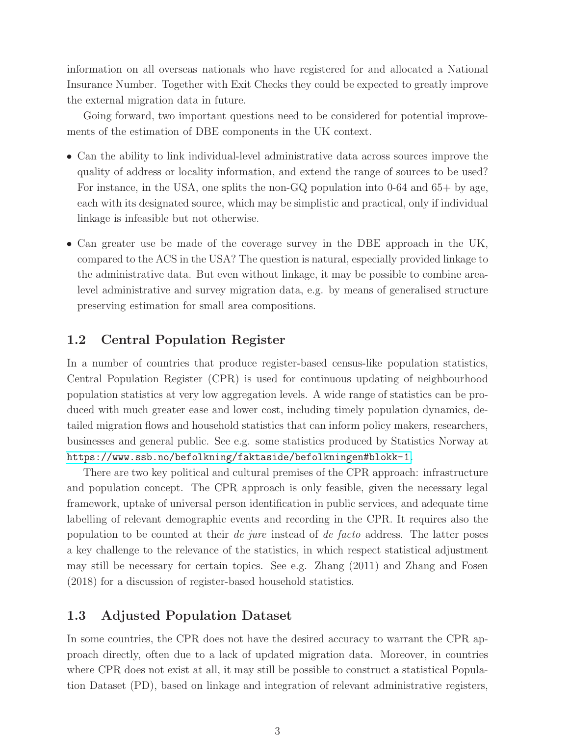information on all overseas nationals who have registered for and allocated a National Insurance Number. Together with Exit Checks they could be expected to greatly improve the external migration data in future.

Going forward, two important questions need to be considered for potential improvements of the estimation of DBE components in the UK context.

- Can the ability to link individual-level administrative data across sources improve the quality of address or locality information, and extend the range of sources to be used? For instance, in the USA, one splits the non-GQ population into 0-64 and 65+ by age, each with its designated source, which may be simplistic and practical, only if individual linkage is infeasible but not otherwise.
- Can greater use be made of the coverage survey in the DBE approach in the UK, compared to the ACS in the USA? The question is natural, especially provided linkage to the administrative data. But even without linkage, it may be possible to combine area-level administrative and survey migration data, e.g. by means of generalised structure preserving estimation for small area compositions.

## 1.2 Central Population Register

In a number of countries that produce register-based census-like population statistics, Central Population Register (CPR) is used for continuous updating of neighbourhood population statistics at very low aggregation levels. A wide range of statistics can be produced with much greater ease and lower cost, including timely population dynamics, detailed migration flows and household statistics that can inform policy makers, researchers, businesses and general public. See e.g. some statistics produced by Statistics Norway at `https://www.ssb.no/befolkning/faktaside/befolkningen#blokk-1`.

There are two key political and cultural premises of the CPR approach: infrastructure and population concept. The CPR approach is only feasible, given the necessary legal framework, uptake of universal person identification in public services, and adequate time labelling of relevant demographic events and recording in the CPR. It requires also the population to be counted at their *de jure* instead of *de facto* address. The latter poses a key challenge to the relevance of the statistics, in which respect statistical adjustment may still be necessary for certain topics. See e.g. Zhang (2011) and Zhang and Fosen (2018) for a discussion of register-based household statistics.

## 1.3 Adjusted Population Dataset

In some countries, the CPR does not have the desired accuracy to warrant the CPR approach directly, often due to a lack of updated migration data. Moreover, in countries where CPR does not exist at all, it may still be possible to construct a statistical Population Dataset (PD), based on linkage and integration of relevant administrative registers,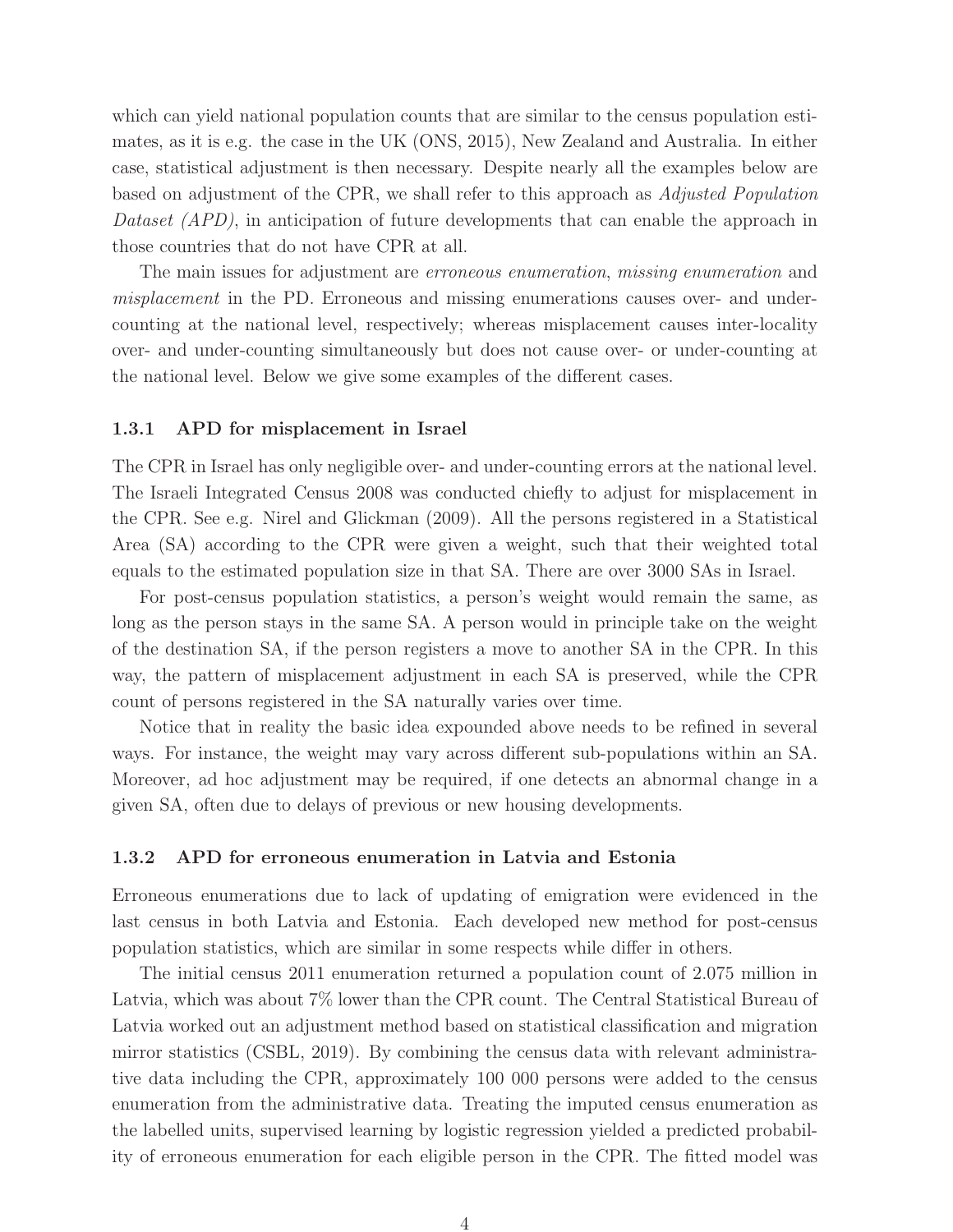which can yield national population counts that are similar to the census population estimates, as it is e.g. the case in the UK (ONS, 2015), New Zealand and Australia. In either case, statistical adjustment is then necessary. Despite nearly all the examples below are based on adjustment of the CPR, we shall refer to this approach as *Adjusted Population Dataset (APD)*, in anticipation of future developments that can enable the approach in those countries that do not have CPR at all.

The main issues for adjustment are *erroneous enumeration*, *missing enumeration* and *misplacement* in the PD. Erroneous and missing enumerations causes over- and under-counting at the national level, respectively; whereas misplacement causes inter-locality over- and under-counting simultaneously but does not cause over- or under-counting at the national level. Below we give some examples of the different cases.

### 1.3.1 APD for misplacement in Israel

The CPR in Israel has only negligible over- and under-counting errors at the national level. The Israeli Integrated Census 2008 was conducted chiefly to adjust for misplacement in the CPR. See e.g. Nirel and Glickman (2009). All the persons registered in a Statistical Area (SA) according to the CPR were given a weight, such that their weighted total equals to the estimated population size in that SA. There are over 3000 SAs in Israel.

For post-census population statistics, a person's weight would remain the same, as long as the person stays in the same SA. A person would in principle take on the weight of the destination SA, if the person registers a move to another SA in the CPR. In this way, the pattern of misplacement adjustment in each SA is preserved, while the CPR count of persons registered in the SA naturally varies over time.

Notice that in reality the basic idea expounded above needs to be refined in several ways. For instance, the weight may vary across different sub-populations within an SA. Moreover, ad hoc adjustment may be required, if one detects an abnormal change in a given SA, often due to delays of previous or new housing developments.

### 1.3.2 APD for erroneous enumeration in Latvia and Estonia

Erroneous enumerations due to lack of updating of emigration were evidenced in the last census in both Latvia and Estonia. Each developed new method for post-census population statistics, which are similar in some respects while differ in others.

The initial census 2011 enumeration returned a population count of 2.075 million in Latvia, which was about 7% lower than the CPR count. The Central Statistical Bureau of Latvia worked out an adjustment method based on statistical classification and migration mirror statistics (CSBL, 2019). By combining the census data with relevant administrative data including the CPR, approximately 100 000 persons were added to the census enumeration from the administrative data. Treating the imputed census enumeration as the labelled units, supervised learning by logistic regression yielded a predicted probability of erroneous enumeration for each eligible person in the CPR. The fitted model was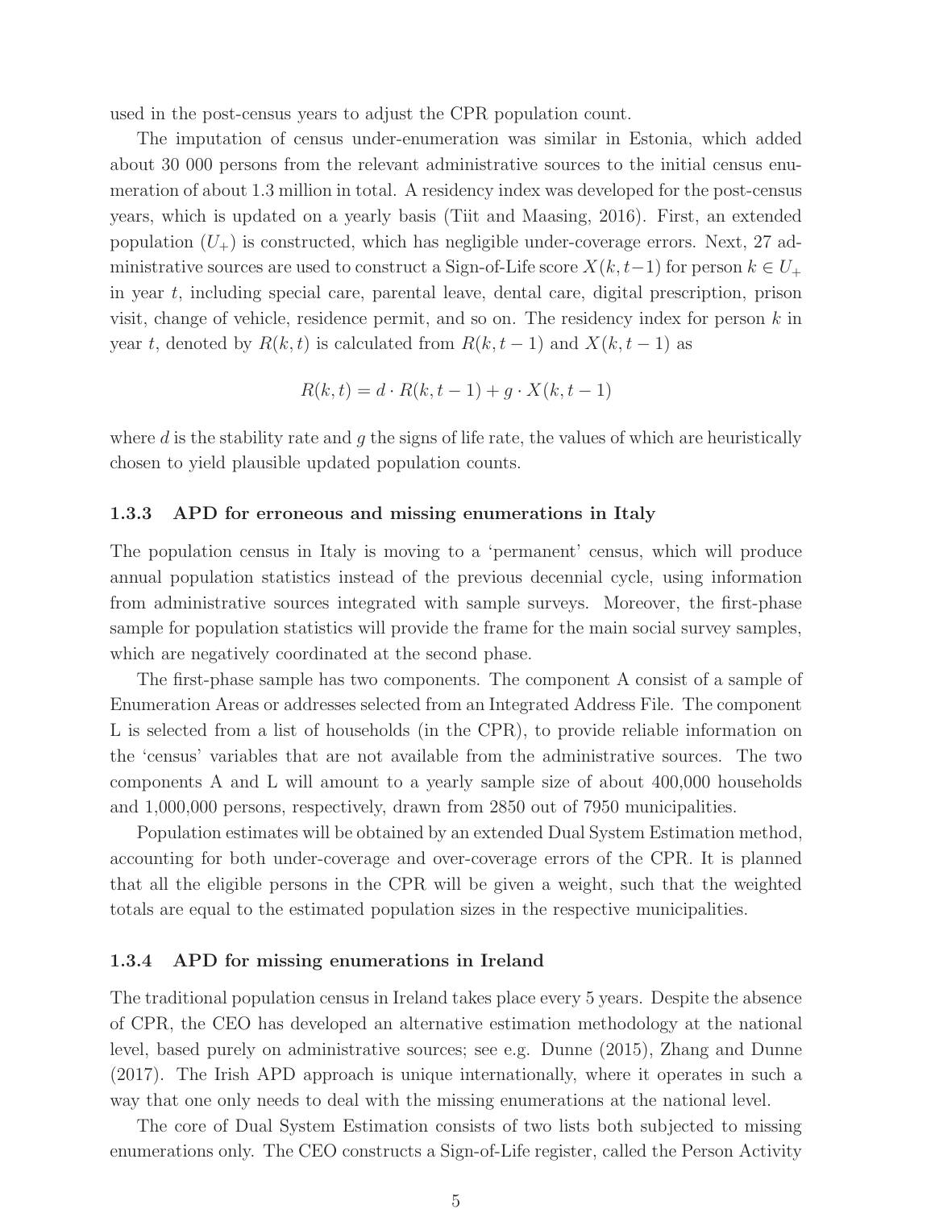used in the post-census years to adjust the CPR population count.

The imputation of census under-enumeration was similar in Estonia, which added about 30 000 persons from the relevant administrative sources to the initial census enumeration of about 1.3 million in total. A residency index was developed for the post-census years, which is updated on a yearly basis (Tiit and Maasing, 2016). First, an extended population ($U_+$) is constructed, which has negligible under-coverage errors. Next, 27 administrative sources are used to construct a Sign-of-Life score $X(k, t-1)$ for person $k \in U_+$ in year $t$, including special care, parental leave, dental care, digital prescription, prison visit, change of vehicle, residence permit, and so on. The residency index for person $k$ in year $t$, denoted by $R(k, t)$ is calculated from $R(k, t-1)$ and $X(k, t-1)$ as

$$R(k, t) = d \cdot R(k, t-1) + g \cdot X(k, t-1)$$

where $d$ is the stability rate and $g$ the signs of life rate, the values of which are heuristically chosen to yield plausible updated population counts.

### 1.3.3 APD for erroneous and missing enumerations in Italy

The population census in Italy is moving to a 'permanent' census, which will produce annual population statistics instead of the previous decennial cycle, using information from administrative sources integrated with sample surveys. Moreover, the first-phase sample for population statistics will provide the frame for the main social survey samples, which are negatively coordinated at the second phase.

The first-phase sample has two components. The component A consist of a sample of Enumeration Areas or addresses selected from an Integrated Address File. The component L is selected from a list of households (in the CPR), to provide reliable information on the 'census' variables that are not available from the administrative sources. The two components A and L will amount to a yearly sample size of about 400,000 households and 1,000,000 persons, respectively, drawn from 2850 out of 7950 municipalities.

Population estimates will be obtained by an extended Dual System Estimation method, accounting for both under-coverage and over-coverage errors of the CPR. It is planned that all the eligible persons in the CPR will be given a weight, such that the weighted totals are equal to the estimated population sizes in the respective municipalities.

### 1.3.4 APD for missing enumerations in Ireland

The traditional population census in Ireland takes place every 5 years. Despite the absence of CPR, the CEO has developed an alternative estimation methodology at the national level, based purely on administrative sources; see e.g. Dunne (2015), Zhang and Dunne (2017). The Irish APD approach is unique internationally, where it operates in such a way that one only needs to deal with the missing enumerations at the national level.

The core of Dual System Estimation consists of two lists both subjected to missing enumerations only. The CEO constructs a Sign-of-Life register, called the Person Activity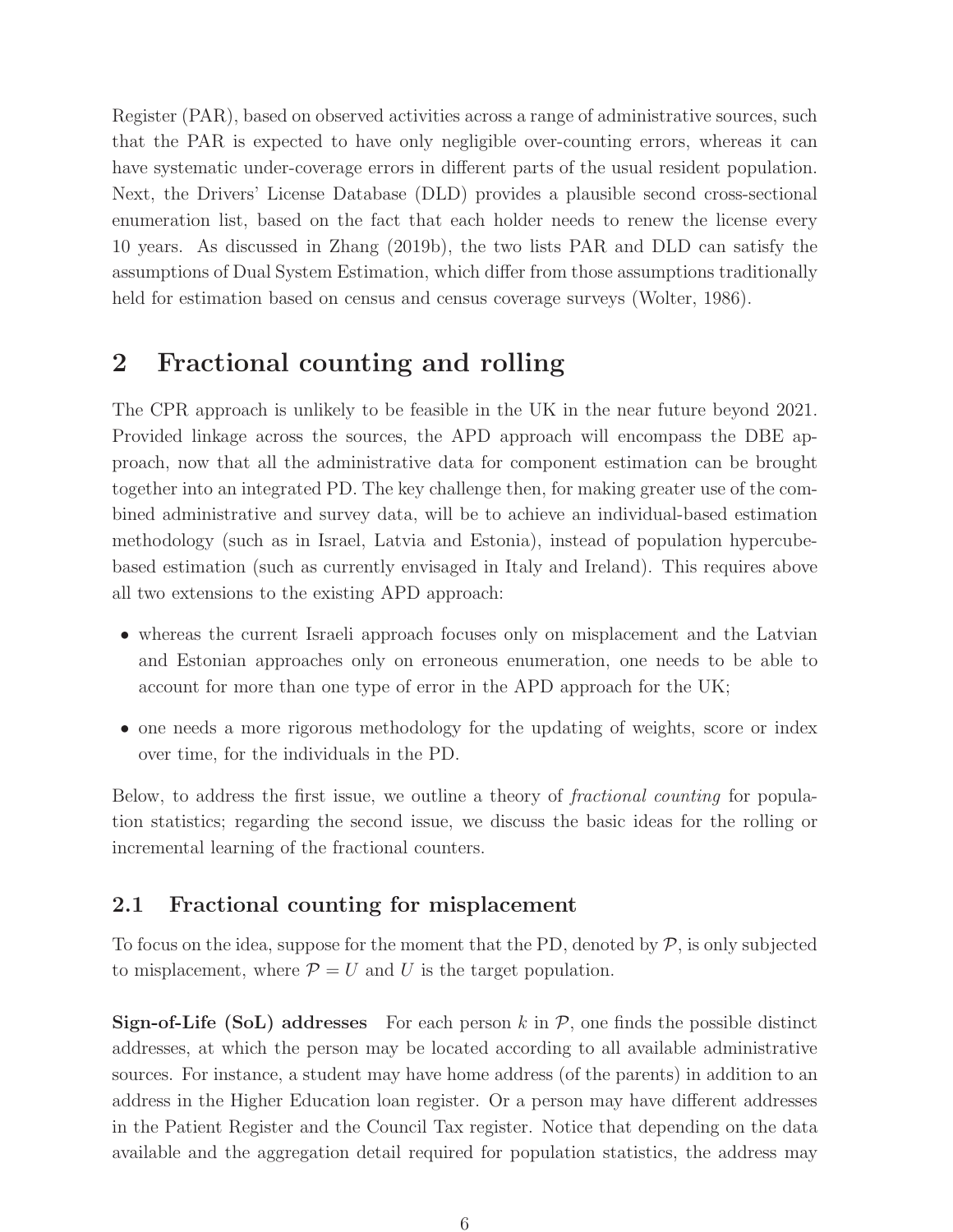Register (PAR), based on observed activities across a range of administrative sources, such that the PAR is expected to have only negligible over-counting errors, whereas it can have systematic under-coverage errors in different parts of the usual resident population. Next, the Drivers' License Database (DLD) provides a plausible second cross-sectional enumeration list, based on the fact that each holder needs to renew the license every 10 years. As discussed in Zhang (2019b), the two lists PAR and DLD can satisfy the assumptions of Dual System Estimation, which differ from those assumptions traditionally held for estimation based on census and census coverage surveys (Wolter, 1986).

## 2 Fractional counting and rolling

The CPR approach is unlikely to be feasible in the UK in the near future beyond 2021. Provided linkage across the sources, the APD approach will encompass the DBE approach, now that all the administrative data for component estimation can be brought together into an integrated PD. The key challenge then, for making greater use of the combined administrative and survey data, will be to achieve an individual-based estimation methodology (such as in Israel, Latvia and Estonia), instead of population hypercube-based estimation (such as currently envisaged in Italy and Ireland). This requires above all two extensions to the existing APD approach:

- whereas the current Israeli approach focuses only on misplacement and the Latvian and Estonian approaches only on erroneous enumeration, one needs to be able to account for more than one type of error in the APD approach for the UK;
- one needs a more rigorous methodology for the updating of weights, score or index over time, for the individuals in the PD.

Below, to address the first issue, we outline a theory of *fractional counting* for population statistics; regarding the second issue, we discuss the basic ideas for the rolling or incremental learning of the fractional counters.

### 2.1 Fractional counting for misplacement

To focus on the idea, suppose for the moment that the PD, denoted by $\mathcal{P}$, is only subjected to misplacement, where $\mathcal{P} = U$ and $U$ is the target population.

**Sign-of-Life (SoL) addresses** For each person $k$ in $\mathcal{P}$, one finds the possible distinct addresses, at which the person may be located according to all available administrative sources. For instance, a student may have home address (of the parents) in addition to an address in the Higher Education loan register. Or a person may have different addresses in the Patient Register and the Council Tax register. Notice that depending on the data available and the aggregation detail required for population statistics, the address may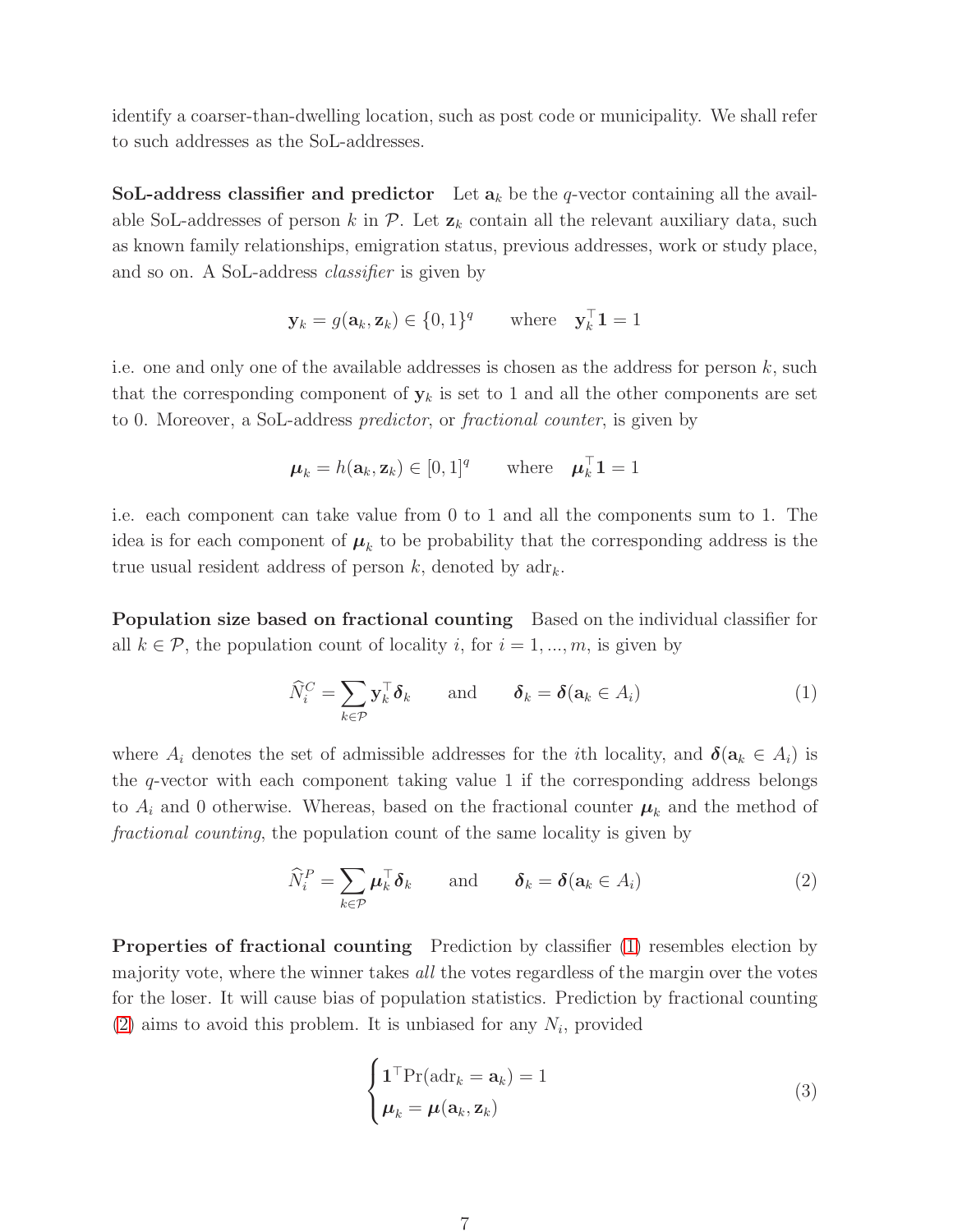identify a coarser-than-dwelling location, such as post code or municipality. We shall refer to such addresses as the SoL-addresses.

**SoL-address classifier and predictor** Let $\mathbf{a}_k$ be the $q$-vector containing all the available SoL-addresses of person $k$ in $\mathcal{P}$. Let $\mathbf{z}_k$ contain all the relevant auxiliary data, such as known family relationships, emigration status, previous addresses, work or study place, and so on. A SoL-address *classifier* is given by

$$\mathbf{y}_k = g(\mathbf{a}_k, \mathbf{z}_k) \in \{0,1\}^q \qquad \text{where} \quad \mathbf{y}_k^\top \mathbf{1} = 1$$

i.e. one and only one of the available addresses is chosen as the address for person $k$, such that the corresponding component of $\mathbf{y}_k$ is set to 1 and all the other components are set to 0. Moreover, a SoL-address *predictor*, or *fractional counter*, is given by

$$\boldsymbol{\mu}_k = h(\mathbf{a}_k, \mathbf{z}_k) \in [0,1]^q \qquad \text{where} \quad \boldsymbol{\mu}_k^\top \mathbf{1} = 1$$

i.e. each component can take value from 0 to 1 and all the components sum to 1. The idea is for each component of $\boldsymbol{\mu}_k$ to be probability that the corresponding address is the true usual resident address of person $k$, denoted by $\text{adr}_k$.

**Population size based on fractional counting** Based on the individual classifier for all $k \in \mathcal{P}$, the population count of locality $i$, for $i = 1, ..., m$, is given by

$$\widehat{N}_i^C = \sum_{k \in \mathcal{P}} \mathbf{y}_k^\top \boldsymbol{\delta}_k \qquad \text{and} \qquad \boldsymbol{\delta}_k = \boldsymbol{\delta}(\mathbf{a}_k \in A_i) \tag{1}$$

where $A_i$ denotes the set of admissible addresses for the $i$th locality, and $\boldsymbol{\delta}(\mathbf{a}_k \in A_i)$ is the $q$-vector with each component taking value 1 if the corresponding address belongs to $A_i$ and 0 otherwise. Whereas, based on the fractional counter $\boldsymbol{\mu}_k$ and the method of *fractional counting*, the population count of the same locality is given by

$$\widehat{N}_i^P = \sum_{k \in \mathcal{P}} \boldsymbol{\mu}_k^\top \boldsymbol{\delta}_k \qquad \text{and} \qquad \boldsymbol{\delta}_k = \boldsymbol{\delta}(\mathbf{a}_k \in A_i) \tag{2}$$

**Properties of fractional counting** Prediction by classifier (1) resembles election by majority vote, where the winner takes *all* the votes regardless of the margin over the votes for the loser. It will cause bias of population statistics. Prediction by fractional counting (2) aims to avoid this problem. It is unbiased for any $N_i$, provided

$$\begin{cases} \mathbf{1}^\top \Pr(\text{adr}_k = \mathbf{a}_k) = 1 \\ \boldsymbol{\mu}_k = \boldsymbol{\mu}(\mathbf{a}_k, \mathbf{z}_k) \end{cases} \tag{3}$$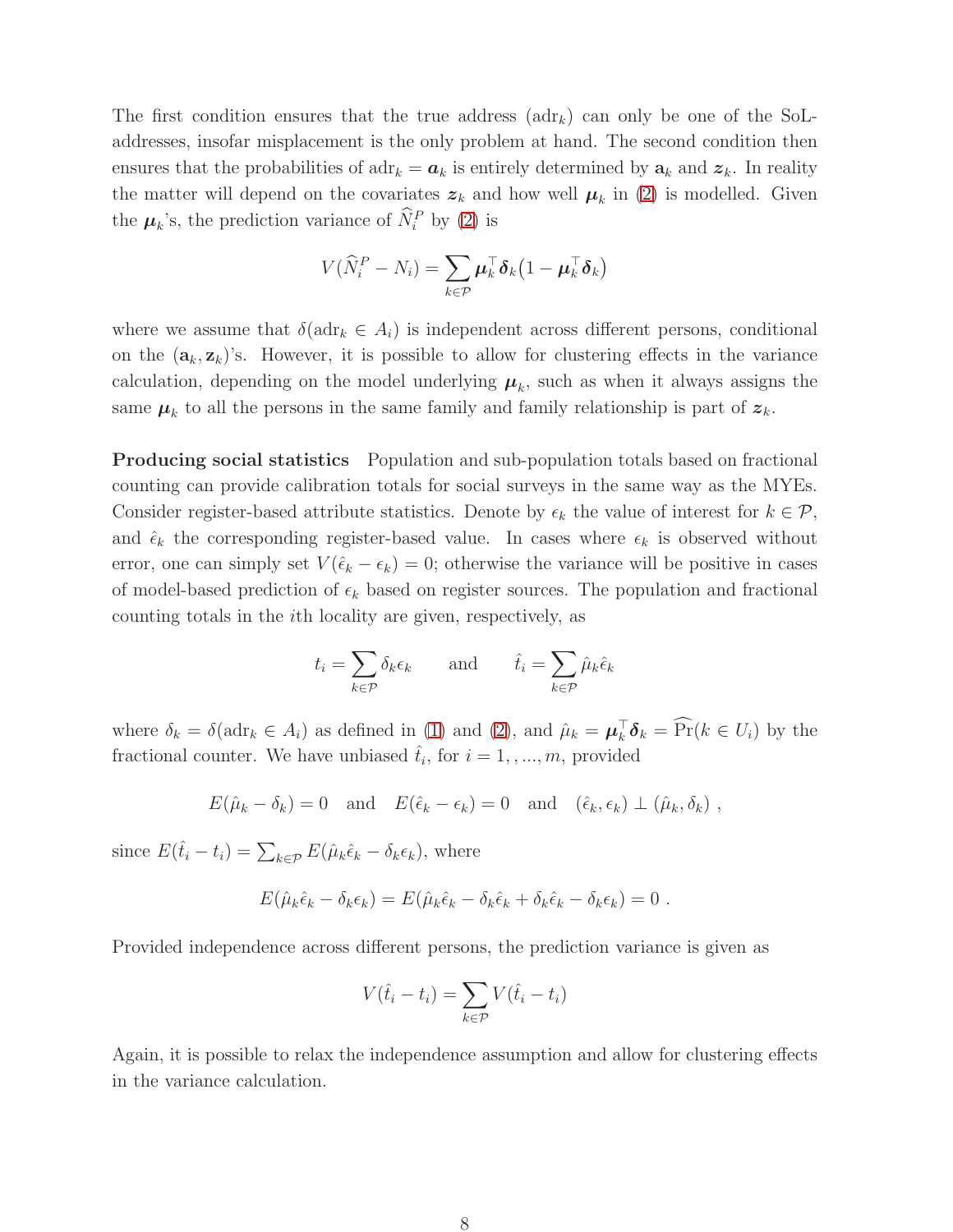The first condition ensures that the true address ($\text{adr}_k$) can only be one of the SoL-addresses, insofar misplacement is the only problem at hand. The second condition then ensures that the probabilities of $\text{adr}_k = \boldsymbol{a}_k$ is entirely determined by $\mathbf{a}_k$ and $\boldsymbol{z}_k$. In reality the matter will depend on the covariates $\boldsymbol{z}_k$ and how well $\boldsymbol{\mu}_k$ in (2) is modelled. Given the $\boldsymbol{\mu}_k$'s, the prediction variance of $\widehat{N}_i^P$ by (2) is

$$V(\widehat{N}_i^P - N_i) = \sum_{k \in \mathcal{P}} \boldsymbol{\mu}_k^\top \boldsymbol{\delta}_k \big(1 - \boldsymbol{\mu}_k^\top \boldsymbol{\delta}_k\big)$$

where we assume that $\delta(\text{adr}_k \in A_i)$ is independent across different persons, conditional on the $(\mathbf{a}_k, \mathbf{z}_k)$'s. However, it is possible to allow for clustering effects in the variance calculation, depending on the model underlying $\boldsymbol{\mu}_k$, such as when it always assigns the same $\boldsymbol{\mu}_k$ to all the persons in the same family and family relationship is part of $\boldsymbol{z}_k$.

**Producing social statistics** Population and sub-population totals based on fractional counting can provide calibration totals for social surveys in the same way as the MYEs. Consider register-based attribute statistics. Denote by $\epsilon_k$ the value of interest for $k \in \mathcal{P}$, and $\hat{\epsilon}_k$ the corresponding register-based value. In cases where $\epsilon_k$ is observed without error, one can simply set $V(\hat{\epsilon}_k - \epsilon_k) = 0$; otherwise the variance will be positive in cases of model-based prediction of $\epsilon_k$ based on register sources. The population and fractional counting totals in the $i$th locality are given, respectively, as

$$t_i = \sum_{k \in \mathcal{P}} \delta_k \epsilon_k \qquad \text{and} \qquad \hat{t}_i = \sum_{k \in \mathcal{P}} \hat{\mu}_k \hat{\epsilon}_k$$

where $\delta_k = \delta(\text{adr}_k \in A_i)$ as defined in (1) and (2), and $\hat{\mu}_k = \boldsymbol{\mu}_k^\top \boldsymbol{\delta}_k = \widehat{\Pr}(k \in U_i)$ by the fractional counter. We have unbiased $\hat{t}_i$, for $i = 1, , ..., m$, provided

$$E(\hat{\mu}_k - \delta_k) = 0 \quad \text{and} \quad E(\hat{\epsilon}_k - \epsilon_k) = 0 \quad \text{and} \quad (\hat{\epsilon}_k, \epsilon_k) \perp (\hat{\mu}_k, \delta_k) \ ,$$

since $E(\hat{t}_i - t_i) = \sum_{k \in \mathcal{P}} E(\hat{\mu}_k \hat{\epsilon}_k - \delta_k \epsilon_k)$, where

$$E(\hat{\mu}_k \hat{\epsilon}_k - \delta_k \epsilon_k) = E(\hat{\mu}_k \hat{\epsilon}_k - \delta_k \hat{\epsilon}_k + \delta_k \hat{\epsilon}_k - \delta_k \epsilon_k) = 0 \ .$$

Provided independence across different persons, the prediction variance is given as

$$V(\hat{t}_i - t_i) = \sum_{k \in \mathcal{P}} V(\hat{t}_i - t_i)$$

Again, it is possible to relax the independence assumption and allow for clustering effects in the variance calculation.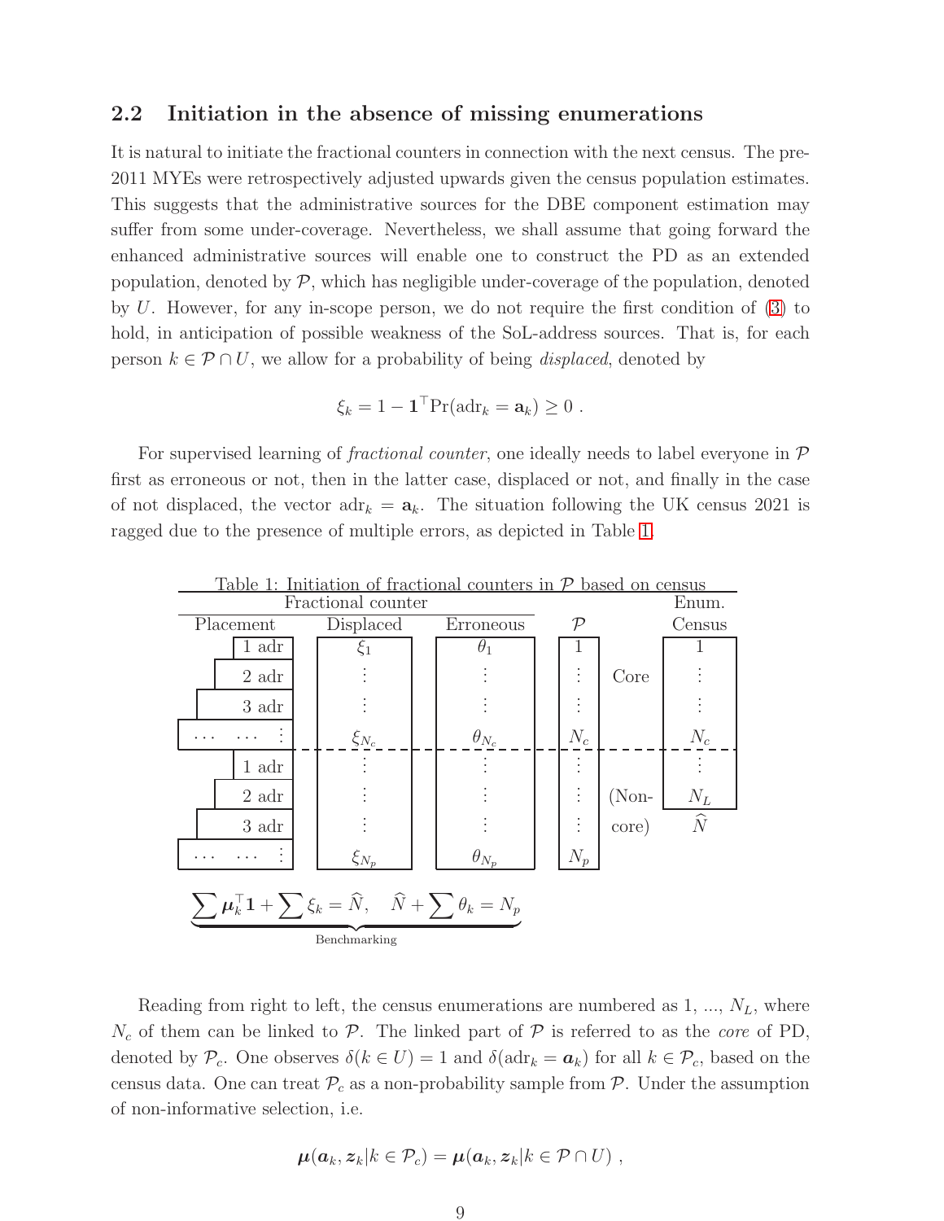## 2.2 Initiation in the absence of missing enumerations

It is natural to initiate the fractional counters in connection with the next census. The pre-2011 MYEs were retrospectively adjusted upwards given the census population estimates. This suggests that the administrative sources for the DBE component estimation may suffer from some under-coverage. Nevertheless, we shall assume that going forward the enhanced administrative sources will enable one to construct the PD as an extended population, denoted by $\mathcal{P}$, which has negligible under-coverage of the population, denoted by $U$. However, for any in-scope person, we do not require the first condition of (3) to hold, in anticipation of possible weakness of the SoL-address sources. That is, for each person $k \in \mathcal{P} \cap U$, we allow for a probability of being *displaced*, denoted by

$$\xi_k = 1 - \mathbf{1}^\top \Pr(\text{adr}_k = \mathbf{a}_k) \geq 0 \ .$$

For supervised learning of *fractional counter*, one ideally needs to label everyone in $\mathcal{P}$ first as erroneous or not, then in the latter case, displaced or not, and finally in the case of not displaced, the vector $\text{adr}_k = \mathbf{a}_k$. The situation following the UK census 2021 is ragged due to the presence of multiple errors, as depicted in Table 1.

Table 1: Initiation of fractional counters in $\mathcal{P}$ based on census

| Fractional counter | | | | | Enum. |
|---|---|---|---|---|---|
| Placement | Displaced | Erroneous | $\mathcal{P}$ | | Census |
| 1 adr | $\xi_1$ | $\theta_1$ | 1 | | 1 |
| 2 adr | $\vdots$ | $\vdots$ | $\vdots$ | Core | $\vdots$ |
| 3 adr | $\vdots$ | $\vdots$ | $\vdots$ | | $\vdots$ |
| … … $\vdots$ | $\xi_{N_c}$ | $\theta_{N_c}$ | $N_c$ | | $N_c$ |
| 1 adr | $\vdots$ | $\vdots$ | $\vdots$ | | $\vdots$ |
| 2 adr | $\vdots$ | $\vdots$ | $\vdots$ | (Non- | $N_L$ |
| 3 adr | $\vdots$ | $\vdots$ | $\vdots$ | core) | $\widehat{N}$ |
| … … $\vdots$ | $\xi_{N_p}$ | $\theta_{N_p}$ | $N_p$ | | |

$$\underbrace{\sum \boldsymbol{\mu}_k^\top \mathbf{1} + \sum \xi_k = \widehat{N}, \quad \widehat{N} + \sum \theta_k = N_p}_{\text{Benchmarking}}$$

Reading from right to left, the census enumerations are numbered as 1, ..., $N_L$, where $N_c$ of them can be linked to $\mathcal{P}$. The linked part of $\mathcal{P}$ is referred to as the *core* of PD, denoted by $\mathcal{P}_c$. One observes $\delta(k \in U) = 1$ and $\delta(\text{adr}_k = \boldsymbol{a}_k)$ for all $k \in \mathcal{P}_c$, based on the census data. One can treat $\mathcal{P}_c$ as a non-probability sample from $\mathcal{P}$. Under the assumption of non-informative selection, i.e.

$$\boldsymbol{\mu}(\boldsymbol{a}_k, \boldsymbol{z}_k | k \in \mathcal{P}_c) = \boldsymbol{\mu}(\boldsymbol{a}_k, \boldsymbol{z}_k | k \in \mathcal{P} \cap U) \ ,$$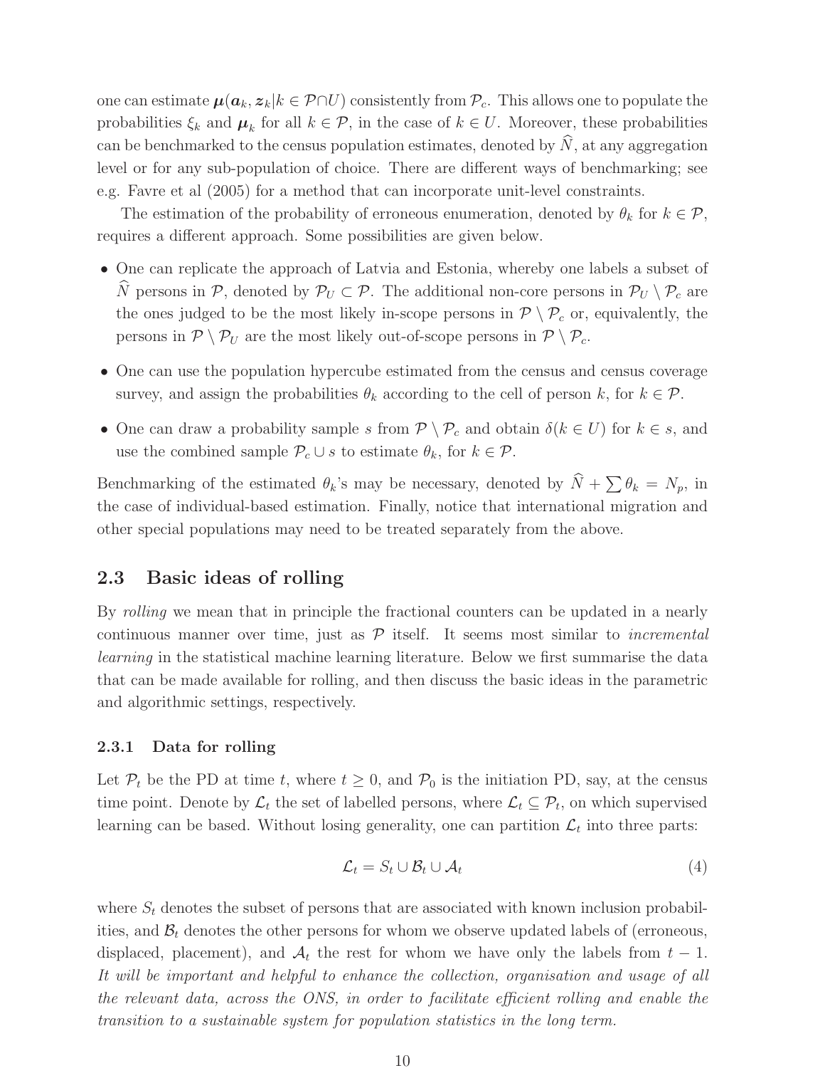one can estimate $\boldsymbol{\mu}(\boldsymbol{a}_k, \boldsymbol{z}_k | k \in \mathcal{P} \cap U)$ consistently from $\mathcal{P}_c$. This allows one to populate the probabilities $\xi_k$ and $\boldsymbol{\mu}_k$ for all $k \in \mathcal{P}$, in the case of $k \in U$. Moreover, these probabilities can be benchmarked to the census population estimates, denoted by $\widehat{N}$, at any aggregation level or for any sub-population of choice. There are different ways of benchmarking; see e.g. Favre et al (2005) for a method that can incorporate unit-level constraints.

The estimation of the probability of erroneous enumeration, denoted by $\theta_k$ for $k \in \mathcal{P}$, requires a different approach. Some possibilities are given below.

- One can replicate the approach of Latvia and Estonia, whereby one labels a subset of $\widehat{N}$ persons in $\mathcal{P}$, denoted by $\mathcal{P}_U \subset \mathcal{P}$. The additional non-core persons in $\mathcal{P}_U \setminus \mathcal{P}_c$ are the ones judged to be the most likely in-scope persons in $\mathcal{P} \setminus \mathcal{P}_c$ or, equivalently, the persons in $\mathcal{P} \setminus \mathcal{P}_U$ are the most likely out-of-scope persons in $\mathcal{P} \setminus \mathcal{P}_c$.
- One can use the population hypercube estimated from the census and census coverage survey, and assign the probabilities $\theta_k$ according to the cell of person $k$, for $k \in \mathcal{P}$.
- One can draw a probability sample $s$ from $\mathcal{P} \setminus \mathcal{P}_c$ and obtain $\delta(k \in U)$ for $k \in s$, and use the combined sample $\mathcal{P}_c \cup s$ to estimate $\theta_k$, for $k \in \mathcal{P}$.

Benchmarking of the estimated $\theta_k$'s may be necessary, denoted by $\widehat{N} + \sum \theta_k = N_p$, in the case of individual-based estimation. Finally, notice that international migration and other special populations may need to be treated separately from the above.

## 2.3 Basic ideas of rolling

By *rolling* we mean that in principle the fractional counters can be updated in a nearly continuous manner over time, just as $\mathcal{P}$ itself. It seems most similar to *incremental learning* in the statistical machine learning literature. Below we first summarise the data that can be made available for rolling, and then discuss the basic ideas in the parametric and algorithmic settings, respectively.

### 2.3.1 Data for rolling

Let $\mathcal{P}_t$ be the PD at time $t$, where $t \geq 0$, and $\mathcal{P}_0$ is the initiation PD, say, at the census time point. Denote by $\mathcal{L}_t$ the set of labelled persons, where $\mathcal{L}_t \subseteq \mathcal{P}_t$, on which supervised learning can be based. Without losing generality, one can partition $\mathcal{L}_t$ into three parts:

$$\mathcal{L}_t = S_t \cup \mathcal{B}_t \cup \mathcal{A}_t \tag{4}$$

where $S_t$ denotes the subset of persons that are associated with known inclusion probabilities, and $\mathcal{B}_t$ denotes the other persons for whom we observe updated labels of (erroneous, displaced, placement), and $\mathcal{A}_t$ the rest for whom we have only the labels from $t-1$. *It will be important and helpful to enhance the collection, organisation and usage of all the relevant data, across the ONS, in order to facilitate efficient rolling and enable the transition to a sustainable system for population statistics in the long term.*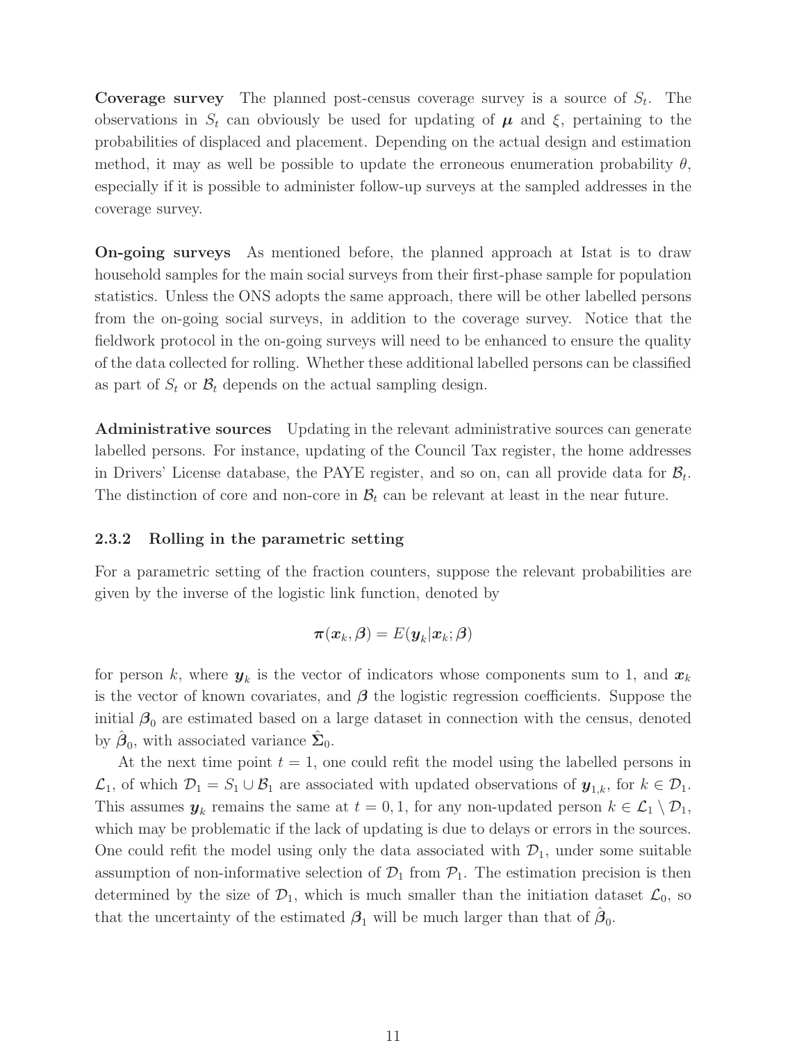**Coverage survey** The planned post-census coverage survey is a source of $S_t$. The observations in $S_t$ can obviously be used for updating of $\boldsymbol{\mu}$ and $\xi$, pertaining to the probabilities of displaced and placement. Depending on the actual design and estimation method, it may as well be possible to update the erroneous enumeration probability $\theta$, especially if it is possible to administer follow-up surveys at the sampled addresses in the coverage survey.

**On-going surveys** As mentioned before, the planned approach at Istat is to draw household samples for the main social surveys from their first-phase sample for population statistics. Unless the ONS adopts the same approach, there will be other labelled persons from the on-going social surveys, in addition to the coverage survey. Notice that the fieldwork protocol in the on-going surveys will need to be enhanced to ensure the quality of the data collected for rolling. Whether these additional labelled persons can be classified as part of $S_t$ or $\mathcal{B}_t$ depends on the actual sampling design.

**Administrative sources** Updating in the relevant administrative sources can generate labelled persons. For instance, updating of the Council Tax register, the home addresses in Drivers' License database, the PAYE register, and so on, can all provide data for $\mathcal{B}_t$. The distinction of core and non-core in $\mathcal{B}_t$ can be relevant at least in the near future.

### 2.3.2 Rolling in the parametric setting

For a parametric setting of the fraction counters, suppose the relevant probabilities are given by the inverse of the logistic link function, denoted by

$$\boldsymbol{\pi}(\boldsymbol{x}_k, \boldsymbol{\beta}) = E(\boldsymbol{y}_k | \boldsymbol{x}_k; \boldsymbol{\beta})$$

for person $k$, where $\boldsymbol{y}_k$ is the vector of indicators whose components sum to 1, and $\boldsymbol{x}_k$ is the vector of known covariates, and $\boldsymbol{\beta}$ the logistic regression coefficients. Suppose the initial $\boldsymbol{\beta}_0$ are estimated based on a large dataset in connection with the census, denoted by $\hat{\boldsymbol{\beta}}_0$, with associated variance $\hat{\boldsymbol{\Sigma}}_0$.

At the next time point $t = 1$, one could refit the model using the labelled persons in $\mathcal{L}_1$, of which $\mathcal{D}_1 = S_1 \cup \mathcal{B}_1$ are associated with updated observations of $\boldsymbol{y}_{1,k}$, for $k \in \mathcal{D}_1$. This assumes $\boldsymbol{y}_k$ remains the same at $t = 0, 1$, for any non-updated person $k \in \mathcal{L}_1 \setminus \mathcal{D}_1$, which may be problematic if the lack of updating is due to delays or errors in the sources. One could refit the model using only the data associated with $\mathcal{D}_1$, under some suitable assumption of non-informative selection of $\mathcal{D}_1$ from $\mathcal{P}_1$. The estimation precision is then determined by the size of $\mathcal{D}_1$, which is much smaller than the initiation dataset $\mathcal{L}_0$, so that the uncertainty of the estimated $\boldsymbol{\beta}_1$ will be much larger than that of $\hat{\boldsymbol{\beta}}_0$.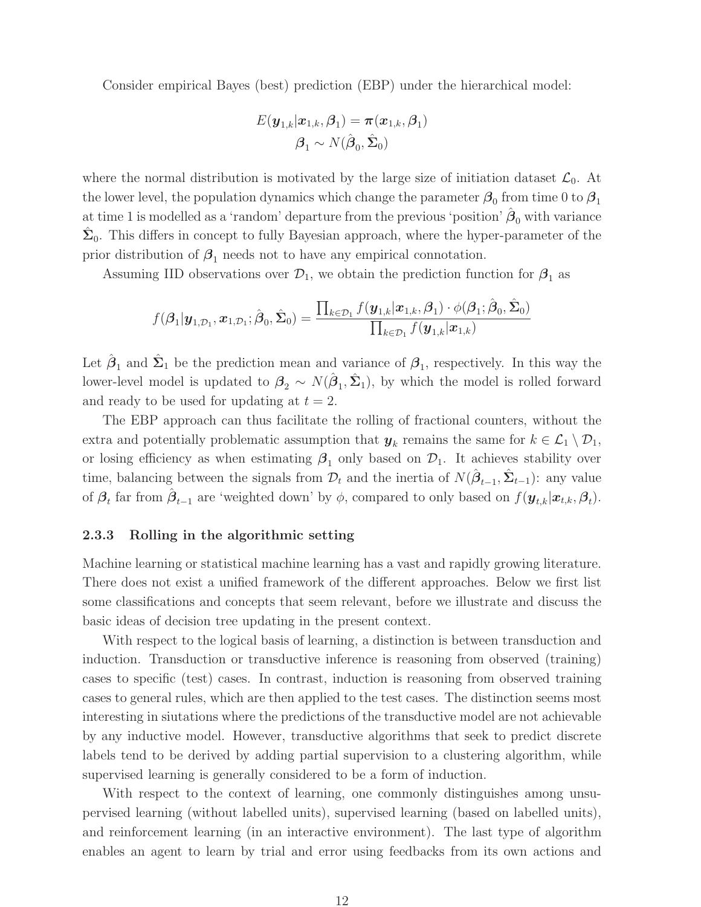Consider empirical Bayes (best) prediction (EBP) under the hierarchical model:

$$
E(\boldsymbol{y}_{1,k}|\boldsymbol{x}_{1,k}, \boldsymbol{\beta}_1) = \boldsymbol{\pi}(\boldsymbol{x}_{1,k}, \boldsymbol{\beta}_1)
$$
$$
\boldsymbol{\beta}_1 \sim N(\hat{\boldsymbol{\beta}}_0, \hat{\boldsymbol{\Sigma}}_0)
$$

where the normal distribution is motivated by the large size of initiation dataset $\mathcal{L}_0$. At the lower level, the population dynamics which change the parameter $\boldsymbol{\beta}_0$ from time 0 to $\boldsymbol{\beta}_1$ at time 1 is modelled as a 'random' departure from the previous 'position' $\hat{\boldsymbol{\beta}}_0$ with variance $\hat{\boldsymbol{\Sigma}}_0$. This differs in concept to fully Bayesian approach, where the hyper-parameter of the prior distribution of $\boldsymbol{\beta}_1$ needs not to have any empirical connotation.

Assuming IID observations over $\mathcal{D}_1$, we obtain the prediction function for $\boldsymbol{\beta}_1$ as

$$
f(\boldsymbol{\beta}_1|\boldsymbol{y}_{1,\mathcal{D}_1}, \boldsymbol{x}_{1,\mathcal{D}_1}; \hat{\boldsymbol{\beta}}_0, \hat{\boldsymbol{\Sigma}}_0) = \frac{\prod_{k\in\mathcal{D}_1} f(\boldsymbol{y}_{1,k}|\boldsymbol{x}_{1,k}, \boldsymbol{\beta}_1) \cdot \phi(\boldsymbol{\beta}_1; \hat{\boldsymbol{\beta}}_0, \hat{\boldsymbol{\Sigma}}_0)}{\prod_{k\in\mathcal{D}_1} f(\boldsymbol{y}_{1,k}|\boldsymbol{x}_{1,k})}
$$

Let $\hat{\boldsymbol{\beta}}_1$ and $\hat{\boldsymbol{\Sigma}}_1$ be the prediction mean and variance of $\boldsymbol{\beta}_1$, respectively. In this way the lower-level model is updated to $\boldsymbol{\beta}_2 \sim N(\hat{\boldsymbol{\beta}}_1, \hat{\boldsymbol{\Sigma}}_1)$, by which the model is rolled forward and ready to be used for updating at $t = 2$.

The EBP approach can thus facilitate the rolling of fractional counters, without the extra and potentially problematic assumption that $\boldsymbol{y}_k$ remains the same for $k \in \mathcal{L}_1 \setminus \mathcal{D}_1$, or losing efficiency as when estimating $\boldsymbol{\beta}_1$ only based on $\mathcal{D}_1$. It achieves stability over time, balancing between the signals from $\mathcal{D}_t$ and the inertia of $N(\hat{\boldsymbol{\beta}}_{t-1}, \hat{\boldsymbol{\Sigma}}_{t-1})$: any value of $\boldsymbol{\beta}_t$ far from $\hat{\boldsymbol{\beta}}_{t-1}$ are 'weighted down' by $\phi$, compared to only based on $f(\boldsymbol{y}_{t,k}|\boldsymbol{x}_{t,k}, \boldsymbol{\beta}_t)$.

### 2.3.3 Rolling in the algorithmic setting

Machine learning or statistical machine learning has a vast and rapidly growing literature. There does not exist a unified framework of the different approaches. Below we first list some classifications and concepts that seem relevant, before we illustrate and discuss the basic ideas of decision tree updating in the present context.

With respect to the logical basis of learning, a distinction is between transduction and induction. Transduction or transductive inference is reasoning from observed (training) cases to specific (test) cases. In contrast, induction is reasoning from observed training cases to general rules, which are then applied to the test cases. The distinction seems most interesting in siutations where the predictions of the transductive model are not achievable by any inductive model. However, transductive algorithms that seek to predict discrete labels tend to be derived by adding partial supervision to a clustering algorithm, while supervised learning is generally considered to be a form of induction.

With respect to the context of learning, one commonly distinguishes among unsupervised learning (without labelled units), supervised learning (based on labelled units), and reinforcement learning (in an interactive environment). The last type of algorithm enables an agent to learn by trial and error using feedbacks from its own actions and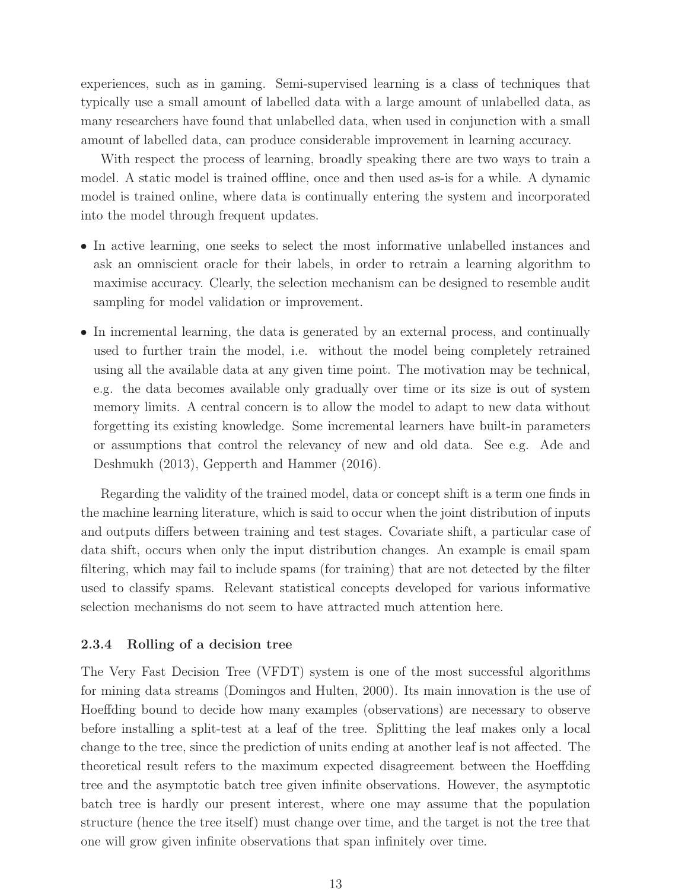experiences, such as in gaming. Semi-supervised learning is a class of techniques that typically use a small amount of labelled data with a large amount of unlabelled data, as many researchers have found that unlabelled data, when used in conjunction with a small amount of labelled data, can produce considerable improvement in learning accuracy.

With respect the process of learning, broadly speaking there are two ways to train a model. A static model is trained offline, once and then used as-is for a while. A dynamic model is trained online, where data is continually entering the system and incorporated into the model through frequent updates.

- In active learning, one seeks to select the most informative unlabelled instances and ask an omniscient oracle for their labels, in order to retrain a learning algorithm to maximise accuracy. Clearly, the selection mechanism can be designed to resemble audit sampling for model validation or improvement.
- In incremental learning, the data is generated by an external process, and continually used to further train the model, i.e. without the model being completely retrained using all the available data at any given time point. The motivation may be technical, e.g. the data becomes available only gradually over time or its size is out of system memory limits. A central concern is to allow the model to adapt to new data without forgetting its existing knowledge. Some incremental learners have built-in parameters or assumptions that control the relevancy of new and old data. See e.g. Ade and Deshmukh (2013), Gepperth and Hammer (2016).

Regarding the validity of the trained model, data or concept shift is a term one finds in the machine learning literature, which is said to occur when the joint distribution of inputs and outputs differs between training and test stages. Covariate shift, a particular case of data shift, occurs when only the input distribution changes. An example is email spam filtering, which may fail to include spams (for training) that are not detected by the filter used to classify spams. Relevant statistical concepts developed for various informative selection mechanisms do not seem to have attracted much attention here.

### 2.3.4 Rolling of a decision tree

The Very Fast Decision Tree (VFDT) system is one of the most successful algorithms for mining data streams (Domingos and Hulten, 2000). Its main innovation is the use of Hoeffding bound to decide how many examples (observations) are necessary to observe before installing a split-test at a leaf of the tree. Splitting the leaf makes only a local change to the tree, since the prediction of units ending at another leaf is not affected. The theoretical result refers to the maximum expected disagreement between the Hoeffding tree and the asymptotic batch tree given infinite observations. However, the asymptotic batch tree is hardly our present interest, where one may assume that the population structure (hence the tree itself) must change over time, and the target is not the tree that one will grow given infinite observations that span infinitely over time.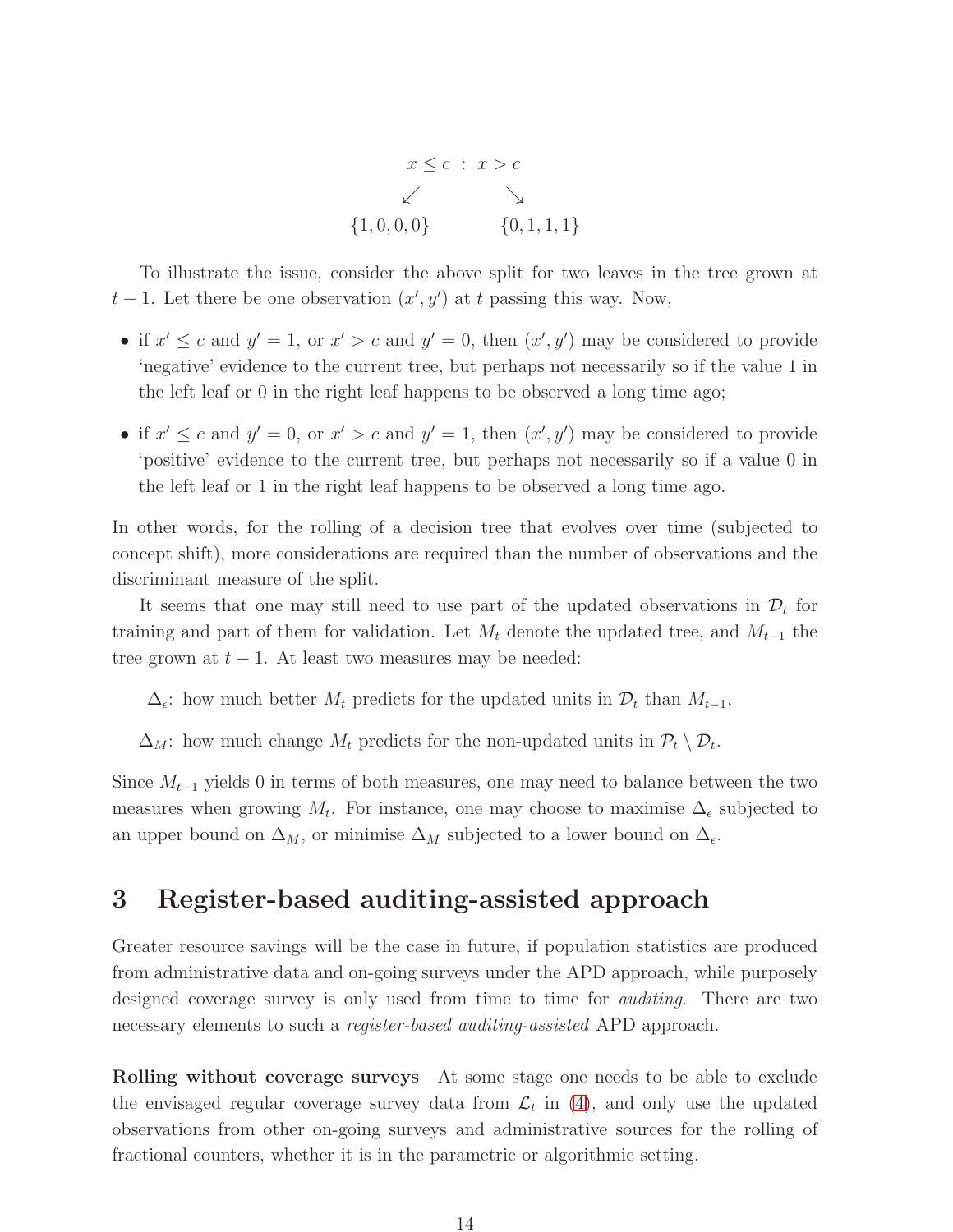$$
\begin{array}{ccc}
 & x \le c \ : \ x > c & \\
 & \swarrow \qquad \searrow & \\
\{1,0,0,0\} & & \{0,1,1,1\}
\end{array}
$$

To illustrate the issue, consider the above split for two leaves in the tree grown at $t-1$. Let there be one observation $(x', y')$ at $t$ passing this way. Now,

- if $x' \le c$ and $y' = 1$, or $x' > c$ and $y' = 0$, then $(x', y')$ may be considered to provide 'negative' evidence to the current tree, but perhaps not necessarily so if the value 1 in the left leaf or 0 in the right leaf happens to be observed a long time ago;
- if $x' \le c$ and $y' = 0$, or $x' > c$ and $y' = 1$, then $(x', y')$ may be considered to provide 'positive' evidence to the current tree, but perhaps not necessarily so if a value 0 in the left leaf or 1 in the right leaf happens to be observed a long time ago.

In other words, for the rolling of a decision tree that evolves over time (subjected to concept shift), more considerations are required than the number of observations and the discriminant measure of the split.

It seems that one may still need to use part of the updated observations in $\mathcal{D}_t$ for training and part of them for validation. Let $M_t$ denote the updated tree, and $M_{t-1}$ the tree grown at $t-1$. At least two measures may be needed:

$\Delta_\epsilon$: how much better $M_t$ predicts for the updated units in $\mathcal{D}_t$ than $M_{t-1}$,

$\Delta_M$: how much change $M_t$ predicts for the non-updated units in $\mathcal{P}_t \setminus \mathcal{D}_t$.

Since $M_{t-1}$ yields 0 in terms of both measures, one may need to balance between the two measures when growing $M_t$. For instance, one may choose to maximise $\Delta_\epsilon$ subjected to an upper bound on $\Delta_M$, or minimise $\Delta_M$ subjected to a lower bound on $\Delta_\epsilon$.

## 3 Register-based auditing-assisted approach

Greater resource savings will be the case in future, if population statistics are produced from administrative data and on-going surveys under the APD approach, while purposely designed coverage survey is only used from time to time for *auditing*. There are two necessary elements to such a *register-based auditing-assisted* APD approach.

**Rolling without coverage surveys** At some stage one needs to be able to exclude the envisaged regular coverage survey data from $\mathcal{L}_t$ in (4), and only use the updated observations from other on-going surveys and administrative sources for the rolling of fractional counters, whether it is in the parametric or algorithmic setting.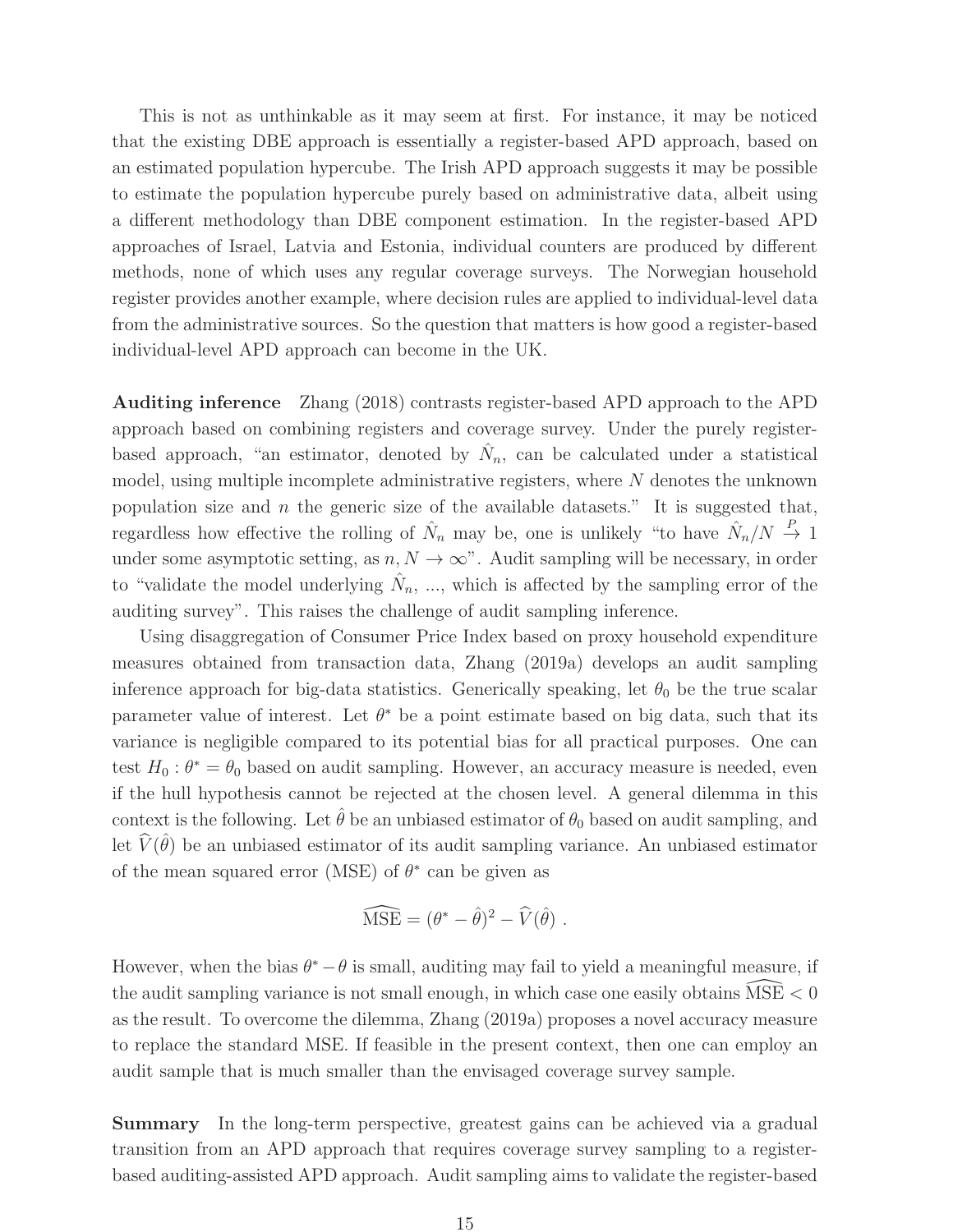This is not as unthinkable as it may seem at first. For instance, it may be noticed that the existing DBE approach is essentially a register-based APD approach, based on an estimated population hypercube. The Irish APD approach suggests it may be possible to estimate the population hypercube purely based on administrative data, albeit using a different methodology than DBE component estimation. In the register-based APD approaches of Israel, Latvia and Estonia, individual counters are produced by different methods, none of which uses any regular coverage surveys. The Norwegian household register provides another example, where decision rules are applied to individual-level data from the administrative sources. So the question that matters is how good a register-based individual-level APD approach can become in the UK.

**Auditing inference** Zhang (2018) contrasts register-based APD approach to the APD approach based on combining registers and coverage survey. Under the purely register-based approach, "an estimator, denoted by $\hat{N}_n$, can be calculated under a statistical model, using multiple incomplete administrative registers, where $N$ denotes the unknown population size and $n$ the generic size of the available datasets." It is suggested that, regardless how effective the rolling of $\hat{N}_n$ may be, one is unlikely "to have $\hat{N}_n/N \xrightarrow{P} 1$ under some asymptotic setting, as $n, N \rightarrow \infty$". Audit sampling will be necessary, in order to "validate the model underlying $\hat{N}_n$, ..., which is affected by the sampling error of the auditing survey". This raises the challenge of audit sampling inference.

Using disaggregation of Consumer Price Index based on proxy household expenditure measures obtained from transaction data, Zhang (2019a) develops an audit sampling inference approach for big-data statistics. Generically speaking, let $\theta_0$ be the true scalar parameter value of interest. Let $\theta^*$ be a point estimate based on big data, such that its variance is negligible compared to its potential bias for all practical purposes. One can test $H_0 : \theta^* = \theta_0$ based on audit sampling. However, an accuracy measure is needed, even if the hull hypothesis cannot be rejected at the chosen level. A general dilemma in this context is the following. Let $\hat{\theta}$ be an unbiased estimator of $\theta_0$ based on audit sampling, and let $\widehat{V}(\hat{\theta})$ be an unbiased estimator of its audit sampling variance. An unbiased estimator of the mean squared error (MSE) of $\theta^*$ can be given as

$$\widehat{\text{MSE}} = (\theta^* - \hat{\theta})^2 - \widehat{V}(\hat{\theta}) \ .$$

However, when the bias $\theta^* - \theta$ is small, auditing may fail to yield a meaningful measure, if the audit sampling variance is not small enough, in which case one easily obtains $\widehat{\text{MSE}} < 0$ as the result. To overcome the dilemma, Zhang (2019a) proposes a novel accuracy measure to replace the standard MSE. If feasible in the present context, then one can employ an audit sample that is much smaller than the envisaged coverage survey sample.

**Summary** In the long-term perspective, greatest gains can be achieved via a gradual transition from an APD approach that requires coverage survey sampling to a register-based auditing-assisted APD approach. Audit sampling aims to validate the register-based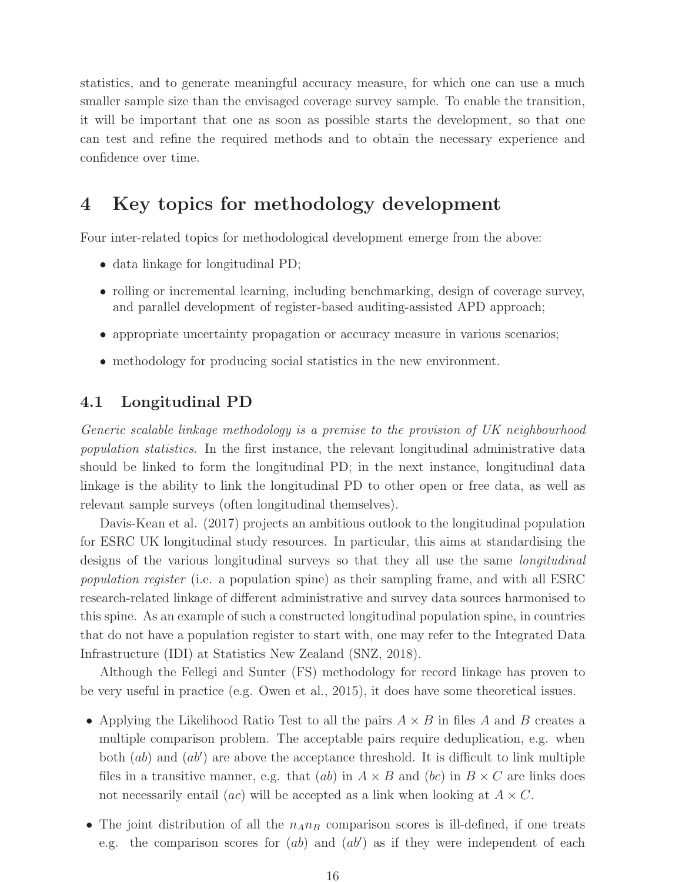statistics, and to generate meaningful accuracy measure, for which one can use a much smaller sample size than the envisaged coverage survey sample. To enable the transition, it will be important that one as soon as possible starts the development, so that one can test and refine the required methods and to obtain the necessary experience and confidence over time.

# 4 Key topics for methodology development

Four inter-related topics for methodological development emerge from the above:

- data linkage for longitudinal PD;
- rolling or incremental learning, including benchmarking, design of coverage survey, and parallel development of register-based auditing-assisted APD approach;
- appropriate uncertainty propagation or accuracy measure in various scenarios;
- methodology for producing social statistics in the new environment.

## 4.1 Longitudinal PD

*Generic scalable linkage methodology is a premise to the provision of UK neighbourhood population statistics.* In the first instance, the relevant longitudinal administrative data should be linked to form the longitudinal PD; in the next instance, longitudinal data linkage is the ability to link the longitudinal PD to other open or free data, as well as relevant sample surveys (often longitudinal themselves).

Davis-Kean et al. (2017) projects an ambitious outlook to the longitudinal population for ESRC UK longitudinal study resources. In particular, this aims at standardising the designs of the various longitudinal surveys so that they all use the same *longitudinal population register* (i.e. a population spine) as their sampling frame, and with all ESRC research-related linkage of different administrative and survey data sources harmonised to this spine. As an example of such a constructed longitudinal population spine, in countries that do not have a population register to start with, one may refer to the Integrated Data Infrastructure (IDI) at Statistics New Zealand (SNZ, 2018).

Although the Fellegi and Sunter (FS) methodology for record linkage has proven to be very useful in practice (e.g. Owen et al., 2015), it does have some theoretical issues.

- Applying the Likelihood Ratio Test to all the pairs $A \times B$ in files $A$ and $B$ creates a multiple comparison problem. The acceptable pairs require deduplication, e.g. when both $(ab)$ and $(ab')$ are above the acceptance threshold. It is difficult to link multiple files in a transitive manner, e.g. that $(ab)$ in $A \times B$ and $(bc)$ in $B \times C$ are links does not necessarily entail $(ac)$ will be accepted as a link when looking at $A \times C$.
- The joint distribution of all the $n_A n_B$ comparison scores is ill-defined, if one treats e.g. the comparison scores for $(ab)$ and $(ab')$ as if they were independent of each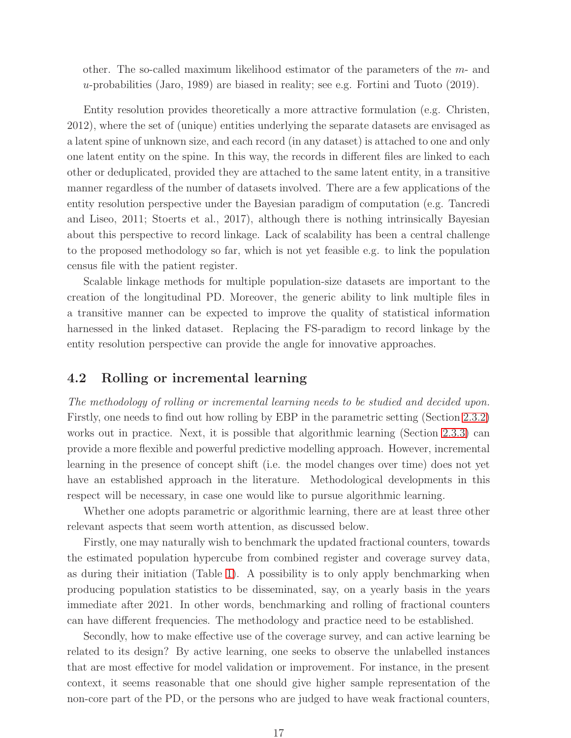other. The so-called maximum likelihood estimator of the parameters of the $m$- and $u$-probabilities (Jaro, 1989) are biased in reality; see e.g. Fortini and Tuoto (2019).

Entity resolution provides theoretically a more attractive formulation (e.g. Christen, 2012), where the set of (unique) entities underlying the separate datasets are envisaged as a latent spine of unknown size, and each record (in any dataset) is attached to one and only one latent entity on the spine. In this way, the records in different files are linked to each other or deduplicated, provided they are attached to the same latent entity, in a transitive manner regardless of the number of datasets involved. There are a few applications of the entity resolution perspective under the Bayesian paradigm of computation (e.g. Tancredi and Liseo, 2011; Stoerts et al., 2017), although there is nothing intrinsically Bayesian about this perspective to record linkage. Lack of scalability has been a central challenge to the proposed methodology so far, which is not yet feasible e.g. to link the population census file with the patient register.

Scalable linkage methods for multiple population-size datasets are important to the creation of the longitudinal PD. Moreover, the generic ability to link multiple files in a transitive manner can be expected to improve the quality of statistical information harnessed in the linked dataset. Replacing the FS-paradigm to record linkage by the entity resolution perspective can provide the angle for innovative approaches.

## 4.2 Rolling or incremental learning

*The methodology of rolling or incremental learning needs to be studied and decided upon.* Firstly, one needs to find out how rolling by EBP in the parametric setting (Section 2.3.2) works out in practice. Next, it is possible that algorithmic learning (Section 2.3.3) can provide a more flexible and powerful predictive modelling approach. However, incremental learning in the presence of concept shift (i.e. the model changes over time) does not yet have an established approach in the literature. Methodological developments in this respect will be necessary, in case one would like to pursue algorithmic learning.

Whether one adopts parametric or algorithmic learning, there are at least three other relevant aspects that seem worth attention, as discussed below.

Firstly, one may naturally wish to benchmark the updated fractional counters, towards the estimated population hypercube from combined register and coverage survey data, as during their initiation (Table 1). A possibility is to only apply benchmarking when producing population statistics to be disseminated, say, on a yearly basis in the years immediate after 2021. In other words, benchmarking and rolling of fractional counters can have different frequencies. The methodology and practice need to be established.

Secondly, how to make effective use of the coverage survey, and can active learning be related to its design? By active learning, one seeks to observe the unlabelled instances that are most effective for model validation or improvement. For instance, in the present context, it seems reasonable that one should give higher sample representation of the non-core part of the PD, or the persons who are judged to have weak fractional counters,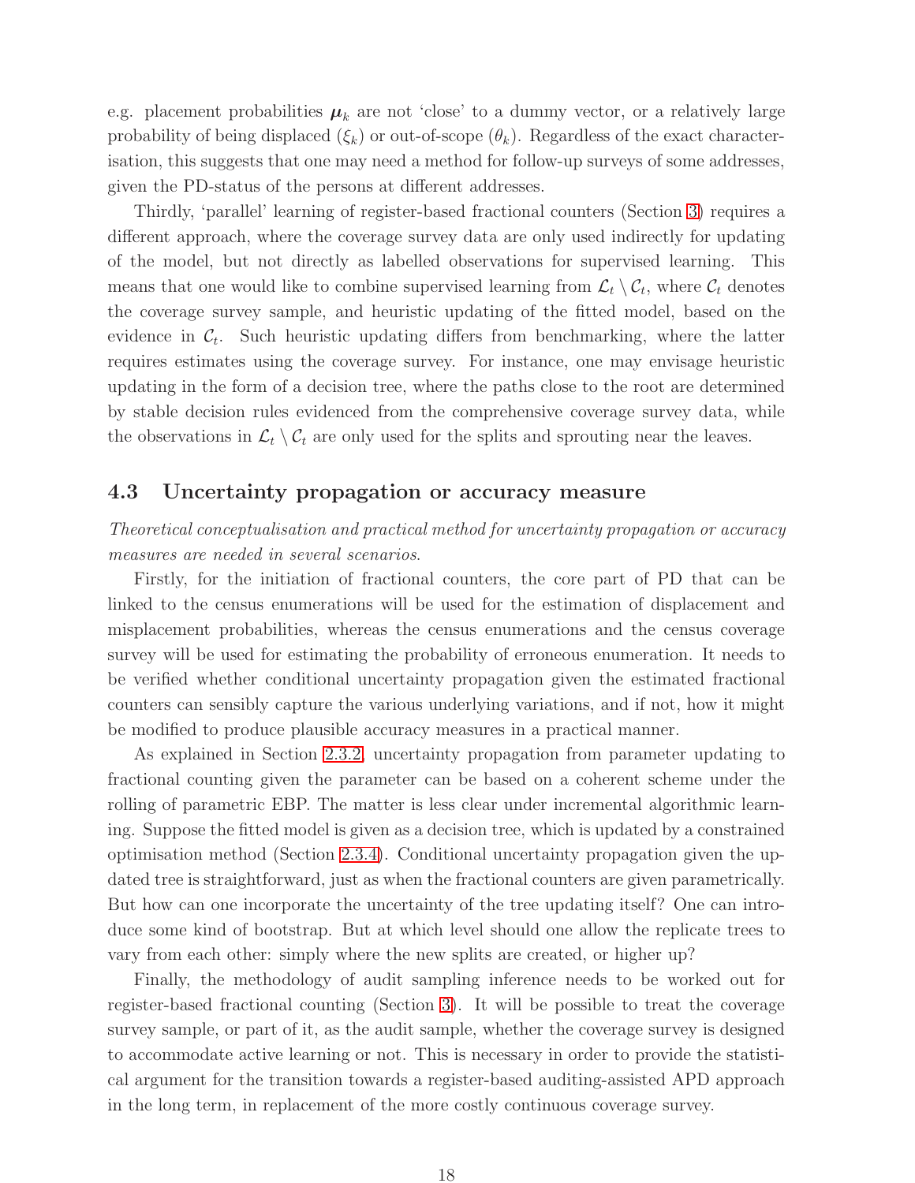e.g. placement probabilities $\boldsymbol{\mu}_k$ are not 'close' to a dummy vector, or a relatively large probability of being displaced ($\xi_k$) or out-of-scope ($\theta_k$). Regardless of the exact characterisation, this suggests that one may need a method for follow-up surveys of some addresses, given the PD-status of the persons at different addresses.

Thirdly, 'parallel' learning of register-based fractional counters (Section 3) requires a different approach, where the coverage survey data are only used indirectly for updating of the model, but not directly as labelled observations for supervised learning. This means that one would like to combine supervised learning from $\mathcal{L}_t \setminus \mathcal{C}_t$, where $\mathcal{C}_t$ denotes the coverage survey sample, and heuristic updating of the fitted model, based on the evidence in $\mathcal{C}_t$. Such heuristic updating differs from benchmarking, where the latter requires estimates using the coverage survey. For instance, one may envisage heuristic updating in the form of a decision tree, where the paths close to the root are determined by stable decision rules evidenced from the comprehensive coverage survey data, while the observations in $\mathcal{L}_t \setminus \mathcal{C}_t$ are only used for the splits and sprouting near the leaves.

### 4.3 Uncertainty propagation or accuracy measure

*Theoretical conceptualisation and practical method for uncertainty propagation or accuracy measures are needed in several scenarios.*

Firstly, for the initiation of fractional counters, the core part of PD that can be linked to the census enumerations will be used for the estimation of displacement and misplacement probabilities, whereas the census enumerations and the census coverage survey will be used for estimating the probability of erroneous enumeration. It needs to be verified whether conditional uncertainty propagation given the estimated fractional counters can sensibly capture the various underlying variations, and if not, how it might be modified to produce plausible accuracy measures in a practical manner.

As explained in Section 2.3.2, uncertainty propagation from parameter updating to fractional counting given the parameter can be based on a coherent scheme under the rolling of parametric EBP. The matter is less clear under incremental algorithmic learning. Suppose the fitted model is given as a decision tree, which is updated by a constrained optimisation method (Section 2.3.4). Conditional uncertainty propagation given the updated tree is straightforward, just as when the fractional counters are given parametrically. But how can one incorporate the uncertainty of the tree updating itself? One can introduce some kind of bootstrap. But at which level should one allow the replicate trees to vary from each other: simply where the new splits are created, or higher up?

Finally, the methodology of audit sampling inference needs to be worked out for register-based fractional counting (Section 3). It will be possible to treat the coverage survey sample, or part of it, as the audit sample, whether the coverage survey is designed to accommodate active learning or not. This is necessary in order to provide the statistical argument for the transition towards a register-based auditing-assisted APD approach in the long term, in replacement of the more costly continuous coverage survey.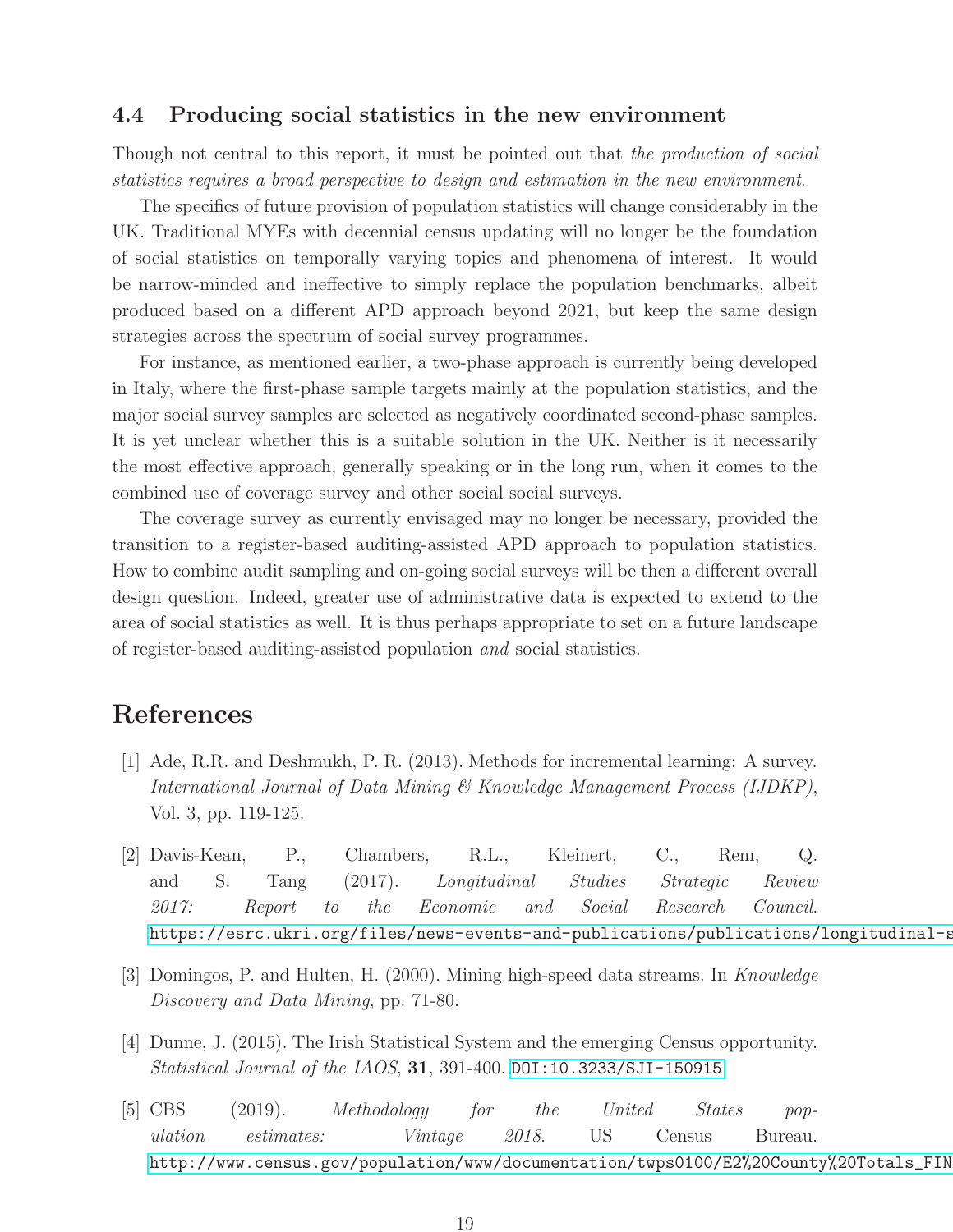### 4.4 Producing social statistics in the new environment

Though not central to this report, it must be pointed out that *the production of social statistics requires a broad perspective to design and estimation in the new environment*.

The specifics of future provision of population statistics will change considerably in the UK. Traditional MYEs with decennial census updating will no longer be the foundation of social statistics on temporally varying topics and phenomena of interest. It would be narrow-minded and ineffective to simply replace the population benchmarks, albeit produced based on a different APD approach beyond 2021, but keep the same design strategies across the spectrum of social survey programmes.

For instance, as mentioned earlier, a two-phase approach is currently being developed in Italy, where the first-phase sample targets mainly at the population statistics, and the major social survey samples are selected as negatively coordinated second-phase samples. It is yet unclear whether this is a suitable solution in the UK. Neither is it necessarily the most effective approach, generally speaking or in the long run, when it comes to the combined use of coverage survey and other social social surveys.

The coverage survey as currently envisaged may no longer be necessary, provided the transition to a register-based auditing-assisted APD approach to population statistics. How to combine audit sampling and on-going social surveys will be then a different overall design question. Indeed, greater use of administrative data is expected to extend to the area of social statistics as well. It is thus perhaps appropriate to set on a future landscape of register-based auditing-assisted population *and* social statistics.

## References

[1] Ade, R.R. and Deshmukh, P. R. (2013). Methods for incremental learning: A survey. *International Journal of Data Mining & Knowledge Management Process (IJDKP)*, Vol. 3, pp. 119-125.

[2] Davis-Kean, P., Chambers, R.L., Kleinert, C., Rem, Q. and S. Tang (2017). *Longitudinal Studies Strategic Review 2017: Report to the Economic and Social Research Council*. https://esrc.ukri.org/files/news-events-and-publications/publications/longitudinal-s

[3] Domingos, P. and Hulten, H. (2000). Mining high-speed data streams. In *Knowledge Discovery and Data Mining*, pp. 71-80.

[4] Dunne, J. (2015). The Irish Statistical System and the emerging Census opportunity. *Statistical Journal of the IAOS*, **31**, 391-400. DOI:10.3233/SJI-150915

[5] CBS (2019). *Methodology for the United States population estimates: Vintage 2018*. US Census Bureau. http://www.census.gov/population/www/documentation/twps0100/E2%20County%20Totals_FIN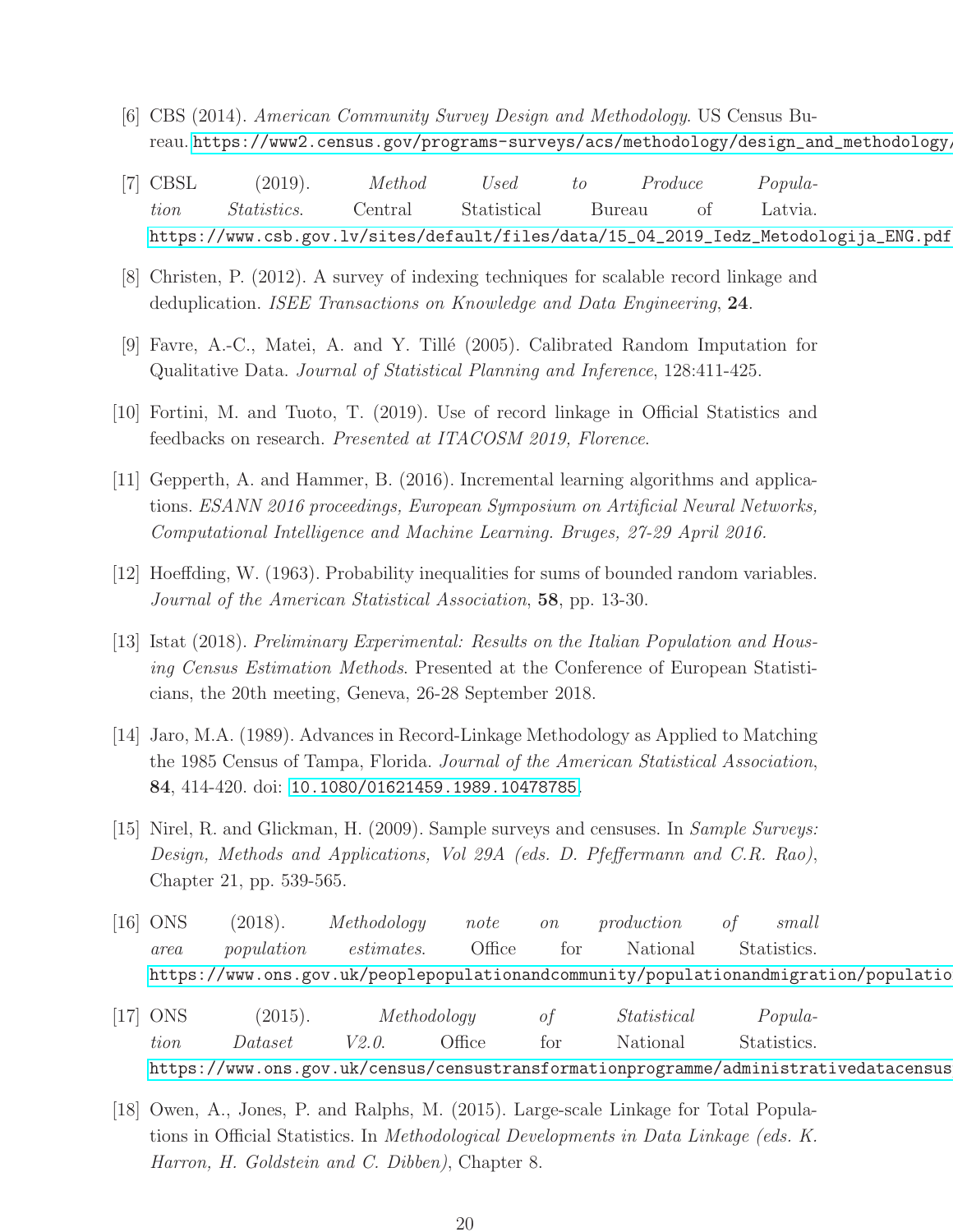[6] CBS (2014). *American Community Survey Design and Methodology*. US Census Bureau. https://www2.census.gov/programs-surveys/acs/methodology/design_and_methodology/

[7] CBSL (2019). *Method Used to Produce Population Statistics*. Central Statistical Bureau of Latvia. https://www.csb.gov.lv/sites/default/files/data/15_04_2019_Iedz_Metodologija_ENG.pdf

[8] Christen, P. (2012). A survey of indexing techniques for scalable record linkage and deduplication. *ISEE Transactions on Knowledge and Data Engineering*, **24**.

[9] Favre, A.-C., Matei, A. and Y. Tillé (2005). Calibrated Random Imputation for Qualitative Data. *Journal of Statistical Planning and Inference*, 128:411-425.

[10] Fortini, M. and Tuoto, T. (2019). Use of record linkage in Official Statistics and feedbacks on research. *Presented at ITACOSM 2019, Florence*.

[11] Gepperth, A. and Hammer, B. (2016). Incremental learning algorithms and applications. *ESANN 2016 proceedings, European Symposium on Artificial Neural Networks, Computational Intelligence and Machine Learning. Bruges, 27-29 April 2016*.

[12] Hoeffding, W. (1963). Probability inequalities for sums of bounded random variables. *Journal of the American Statistical Association*, **58**, pp. 13-30.

[13] Istat (2018). *Preliminary Experimental: Results on the Italian Population and Housing Census Estimation Methods*. Presented at the Conference of European Statisticians, the 20th meeting, Geneva, 26-28 September 2018.

[14] Jaro, M.A. (1989). Advances in Record-Linkage Methodology as Applied to Matching the 1985 Census of Tampa, Florida. *Journal of the American Statistical Association*, **84**, 414-420. doi: 10.1080/01621459.1989.10478785.

[15] Nirel, R. and Glickman, H. (2009). Sample surveys and censuses. In *Sample Surveys: Design, Methods and Applications, Vol 29A (eds. D. Pfeffermann and C.R. Rao)*, Chapter 21, pp. 539-565.

[16] ONS (2018). *Methodology note on production of small area population estimates*. Office for National Statistics. https://www.ons.gov.uk/peoplepopulationandcommunity/populationandmigration/populatio

[17] ONS (2015). *Methodology of Statistical Population Dataset V2.0*. Office for National Statistics. https://www.ons.gov.uk/census/censustransformationprogramme/administrativedatacensus

[18] Owen, A., Jones, P. and Ralphs, M. (2015). Large-scale Linkage for Total Populations in Official Statistics. In *Methodological Developments in Data Linkage (eds. K. Harron, H. Goldstein and C. Dibben)*, Chapter 8.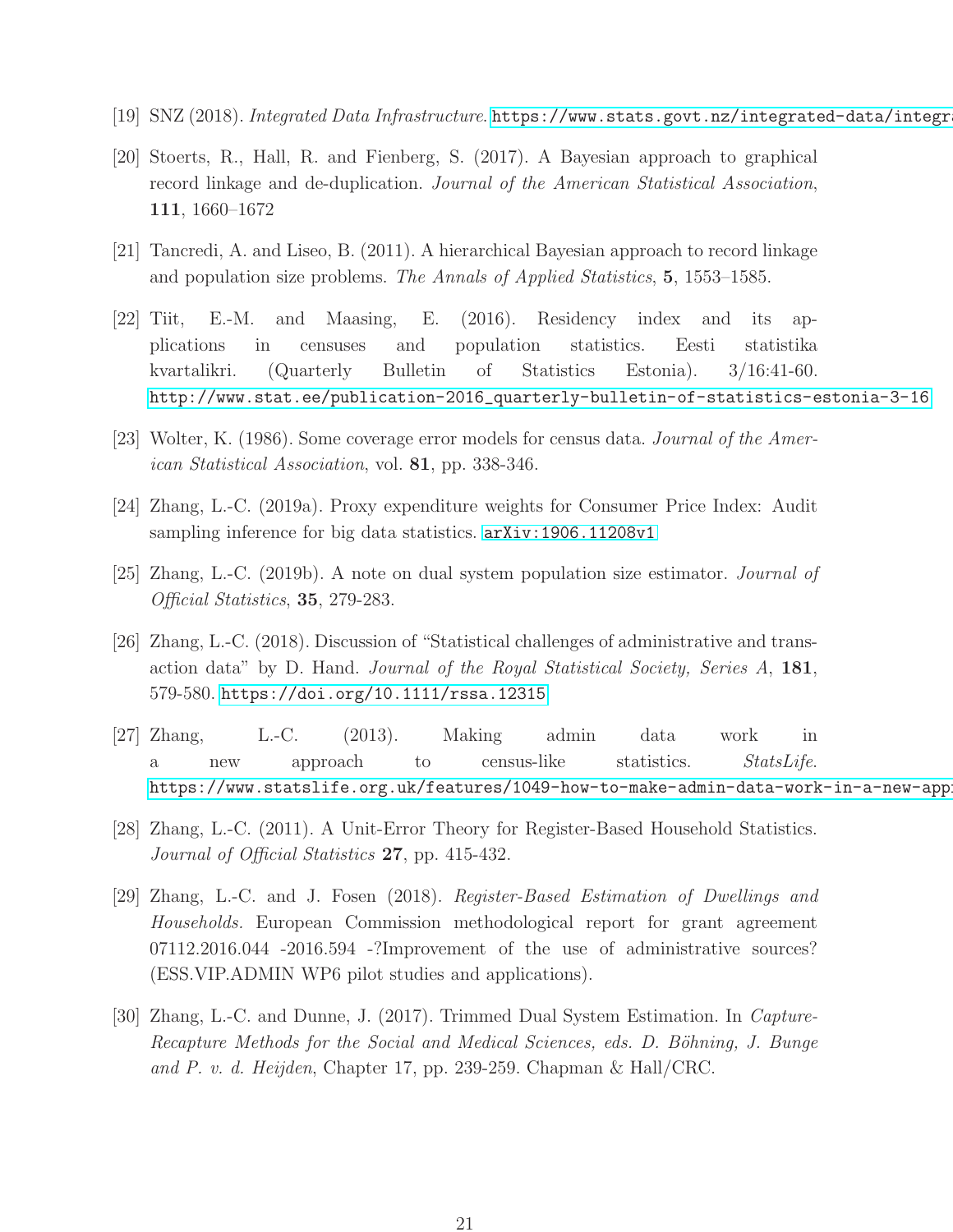[19] SNZ (2018). *Integrated Data Infrastructure.* https://www.stats.govt.nz/integrated-data/integra

[20] Stoerts, R., Hall, R. and Fienberg, S. (2017). A Bayesian approach to graphical record linkage and de-duplication. *Journal of the American Statistical Association*, **111**, 1660–1672

[21] Tancredi, A. and Liseo, B. (2011). A hierarchical Bayesian approach to record linkage and population size problems. *The Annals of Applied Statistics*, **5**, 1553–1585.

[22] Tiit, E.-M. and Maasing, E. (2016). Residency index and its applications in censuses and population statistics. Eesti statistika kvartalikri. (Quarterly Bulletin of Statistics Estonia). 3/16:41-60. http://www.stat.ee/publication-2016_quarterly-bulletin-of-statistics-estonia-3-16

[23] Wolter, K. (1986). Some coverage error models for census data. *Journal of the American Statistical Association*, vol. **81**, pp. 338-346.

[24] Zhang, L.-C. (2019a). Proxy expenditure weights for Consumer Price Index: Audit sampling inference for big data statistics. arXiv:1906.11208v1

[25] Zhang, L.-C. (2019b). A note on dual system population size estimator. *Journal of Official Statistics*, **35**, 279-283.

[26] Zhang, L.-C. (2018). Discussion of "Statistical challenges of administrative and transaction data" by D. Hand. *Journal of the Royal Statistical Society, Series A*, **181**, 579-580. https://doi.org/10.1111/rssa.12315

[27] Zhang, L.-C. (2013). Making admin data work in a new approach to census-like statistics. *StatsLife*. https://www.statslife.org.uk/features/1049-how-to-make-admin-data-work-in-a-new-appr

[28] Zhang, L.-C. (2011). A Unit-Error Theory for Register-Based Household Statistics. *Journal of Official Statistics* **27**, pp. 415-432.

[29] Zhang, L.-C. and J. Fosen (2018). *Register-Based Estimation of Dwellings and Households.* European Commission methodological report for grant agreement 07112.2016.044 -2016.594 -?Improvement of the use of administrative sources? (ESS.VIP.ADMIN WP6 pilot studies and applications).

[30] Zhang, L.-C. and Dunne, J. (2017). Trimmed Dual System Estimation. In *Capture-Recapture Methods for the Social and Medical Sciences, eds. D. Böhning, J. Bunge and P. v. d. Heijden*, Chapter 17, pp. 239-259. Chapman & Hall/CRC.